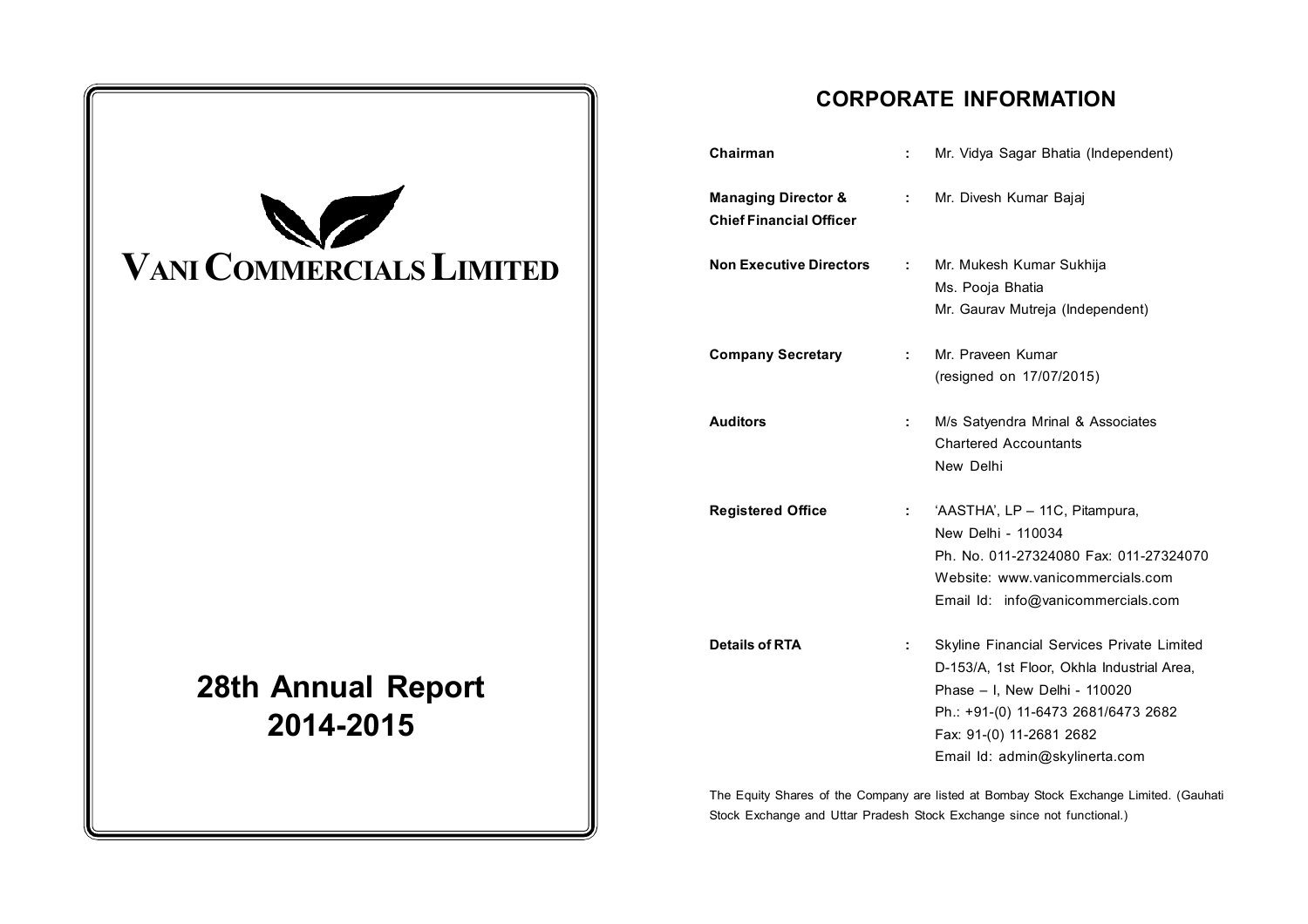# VANI COMMERCIALS LIMITED

## 28th Annual Report 2014-2015

## CORPORATE INFORMATION

| | | |
|---|---|---|
| **Chairman** | : | Mr. Vidya Sagar Bhatia (Independent) |
| **Managing Director & Chief Financial Officer** | : | Mr. Divesh Kumar Bajaj |
| **Non Executive Directors** | : | Mr. Mukesh Kumar Sukhija<br>Ms. Pooja Bhatia<br>Mr. Gaurav Mutreja (Independent) |
| **Company Secretary** | : | Mr. Praveen Kumar<br>(resigned on 17/07/2015) |
| **Auditors** | : | M/s Satyendra Mrinal & Associates<br>Chartered Accountants<br>New Delhi |
| **Registered Office** | : | 'AASTHA', LP – 11C, Pitampura,<br>New Delhi - 110034<br>Ph. No. 011-27324080 Fax: 011-27324070<br>Website: www.vanicommercials.com<br>Email Id: info@vanicommercials.com |
| **Details of RTA** | : | Skyline Financial Services Private Limited<br>D-153/A, 1st Floor, Okhla Industrial Area,<br>Phase – I, New Delhi - 110020<br>Ph.: +91-(0) 11-6473 2681/6473 2682<br>Fax: 91-(0) 11-2681 2682<br>Email Id: admin@skylinerta.com |

The Equity Shares of the Company are listed at Bombay Stock Exchange Limited. (Gauhati Stock Exchange and Uttar Pradesh Stock Exchange since not functional.)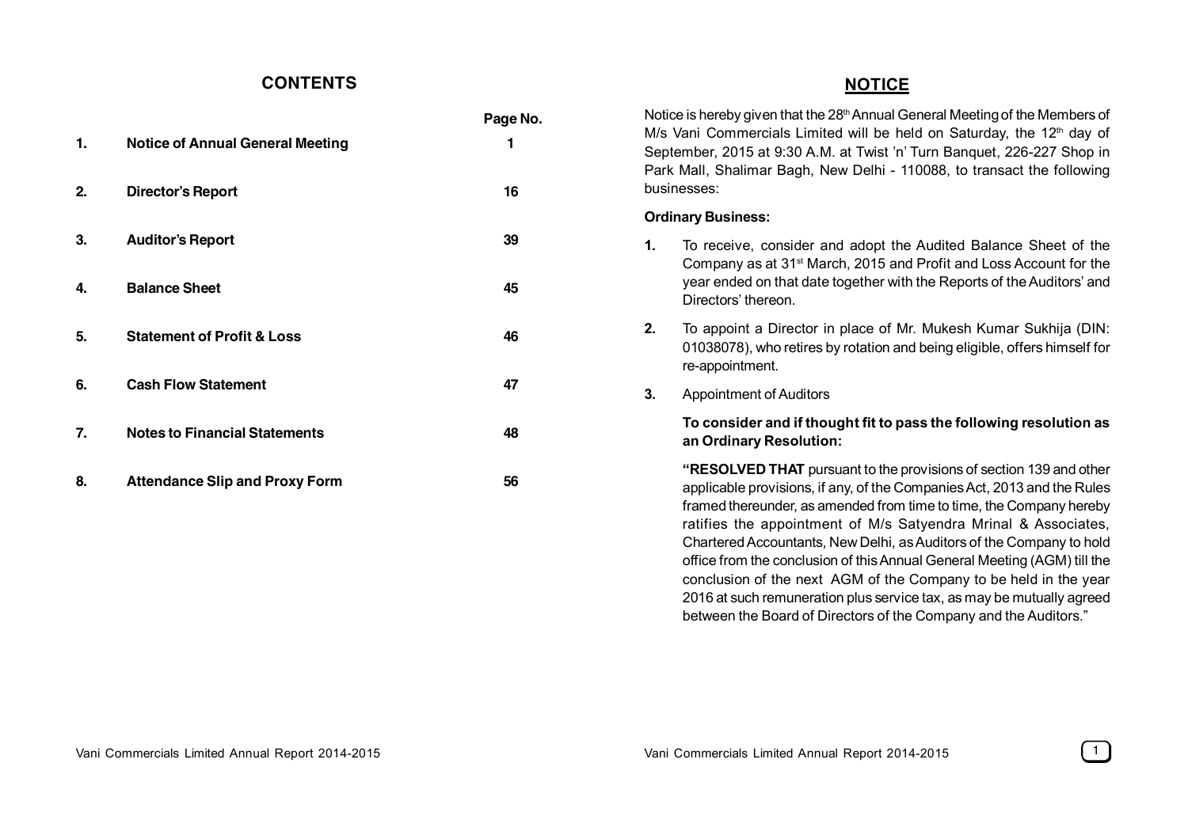## CONTENTS

| | | Page No. |
|---|---|---|
| 1. | **Notice of Annual General Meeting** | 1 |
| 2. | **Director's Report** | 16 |
| 3. | **Auditor's Report** | 39 |
| 4. | **Balance Sheet** | 45 |
| 5. | **Statement of Profit & Loss** | 46 |
| 6. | **Cash Flow Statement** | 47 |
| 7. | **Notes to Financial Statements** | 48 |
| 8. | **Attendance Slip and Proxy Form** | 56 |

## NOTICE

Notice is hereby given that the 28th Annual General Meeting of the Members of M/s Vani Commercials Limited will be held on Saturday, the 12th day of September, 2015 at 9:30 A.M. at Twist 'n' Turn Banquet, 226-227 Shop in Park Mall, Shalimar Bagh, New Delhi - 110088, to transact the following businesses:

**Ordinary Business:**

1. To receive, consider and adopt the Audited Balance Sheet of the Company as at 31st March, 2015 and Profit and Loss Account for the year ended on that date together with the Reports of the Auditors' and Directors' thereon.

2. To appoint a Director in place of Mr. Mukesh Kumar Sukhija (DIN: 01038078), who retires by rotation and being eligible, offers himself for re-appointment.

3. Appointment of Auditors

   **To consider and if thought fit to pass the following resolution as an Ordinary Resolution:**

   **"RESOLVED THAT** pursuant to the provisions of section 139 and other applicable provisions, if any, of the Companies Act, 2013 and the Rules framed thereunder, as amended from time to time, the Company hereby ratifies the appointment of M/s Satyendra Mrinal & Associates, Chartered Accountants, New Delhi, as Auditors of the Company to hold office from the conclusion of this Annual General Meeting (AGM) till the conclusion of the next AGM of the Company to be held in the year 2016 at such remuneration plus service tax, as may be mutually agreed between the Board of Directors of the Company and the Auditors."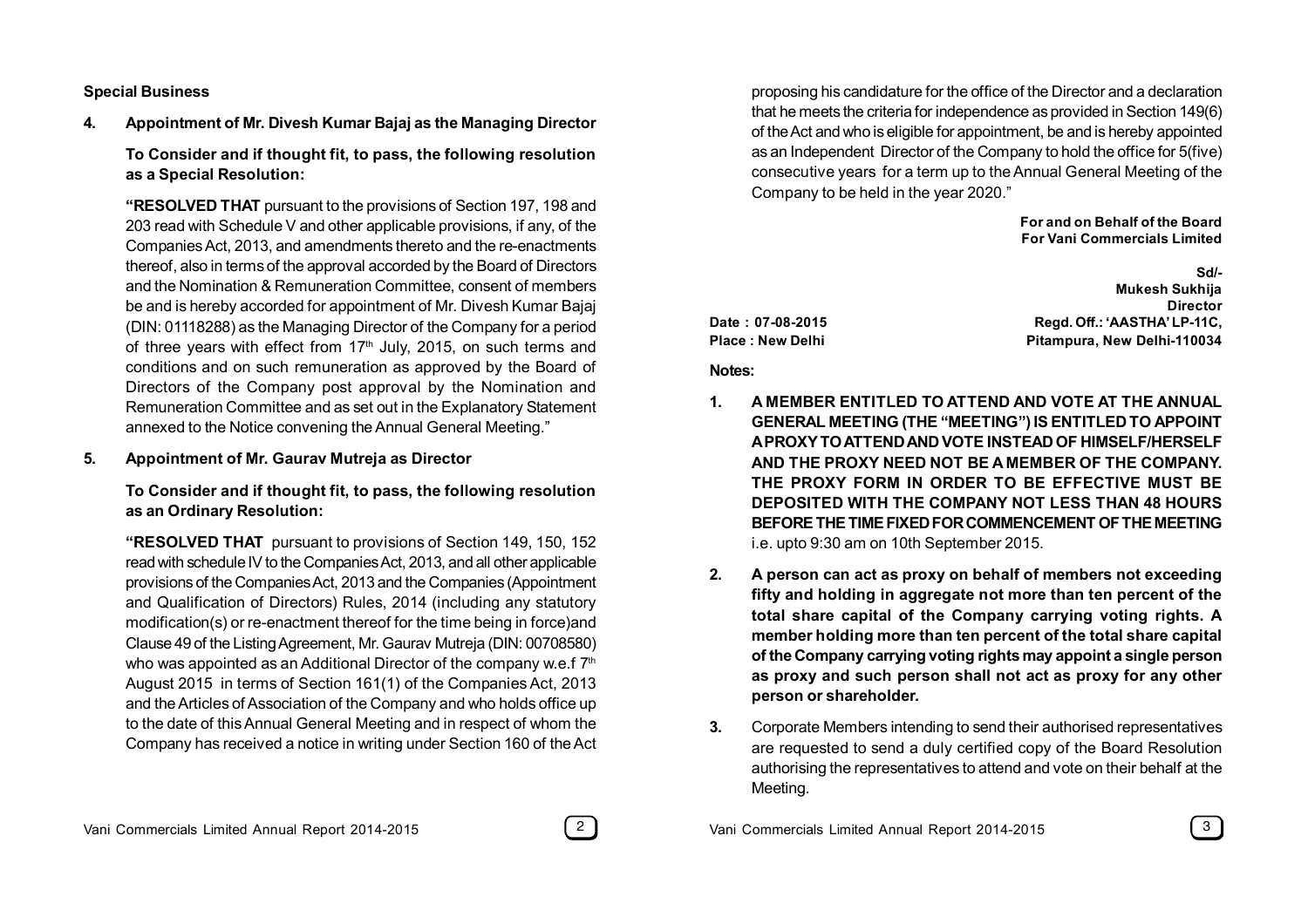**Special Business**

**4. Appointment of Mr. Divesh Kumar Bajaj as the Managing Director**

**To Consider and if thought fit, to pass, the following resolution as a Special Resolution:**

**"RESOLVED THAT** pursuant to the provisions of Section 197, 198 and 203 read with Schedule V and other applicable provisions, if any, of the Companies Act, 2013, and amendments thereto and the re-enactments thereof, also in terms of the approval accorded by the Board of Directors and the Nomination & Remuneration Committee, consent of members be and is hereby accorded for appointment of Mr. Divesh Kumar Bajaj (DIN: 01118288) as the Managing Director of the Company for a period of three years with effect from 17th July, 2015, on such terms and conditions and on such remuneration as approved by the Board of Directors of the Company post approval by the Nomination and Remuneration Committee and as set out in the Explanatory Statement annexed to the Notice convening the Annual General Meeting."

**5. Appointment of Mr. Gaurav Mutreja as Director**

**To Consider and if thought fit, to pass, the following resolution as an Ordinary Resolution:**

**"RESOLVED THAT** pursuant to provisions of Section 149, 150, 152 read with schedule IV to the Companies Act, 2013, and all other applicable provisions of the Companies Act, 2013 and the Companies (Appointment and Qualification of Directors) Rules, 2014 (including any statutory modification(s) or re-enactment thereof for the time being in force)and Clause 49 of the Listing Agreement, Mr. Gaurav Mutreja (DIN: 00708580) who was appointed as an Additional Director of the company w.e.f 7th August 2015 in terms of Section 161(1) of the Companies Act, 2013 and the Articles of Association of the Company and who holds office up to the date of this Annual General Meeting and in respect of whom the Company has received a notice in writing under Section 160 of the Act proposing his candidature for the office of the Director and a declaration that he meets the criteria for independence as provided in Section 149(6) of the Act and who is eligible for appointment, be and is hereby appointed as an Independent Director of the Company to hold the office for 5(five) consecutive years for a term up to the Annual General Meeting of the Company to be held in the year 2020."

**For and on Behalf of the Board**
**For Vani Commercials Limited**

**Sd/-**
**Mukesh Sukhija**
**Director**
**Regd. Off.: 'AASTHA' LP-11C,**
**Pitampura, New Delhi-110034**

**Date : 07-08-2015**
**Place : New Delhi**

**Notes:**

1. **A MEMBER ENTITLED TO ATTEND AND VOTE AT THE ANNUAL GENERAL MEETING (THE "MEETING") IS ENTITLED TO APPOINT A PROXY TO ATTEND AND VOTE INSTEAD OF HIMSELF/HERSELF AND THE PROXY NEED NOT BE A MEMBER OF THE COMPANY. THE PROXY FORM IN ORDER TO BE EFFECTIVE MUST BE DEPOSITED WITH THE COMPANY NOT LESS THAN 48 HOURS BEFORE THE TIME FIXED FOR COMMENCEMENT OF THE MEETING** i.e. upto 9:30 am on 10th September 2015.

2. **A person can act as proxy on behalf of members not exceeding fifty and holding in aggregate not more than ten percent of the total share capital of the Company carrying voting rights. A member holding more than ten percent of the total share capital of the Company carrying voting rights may appoint a single person as proxy and such person shall not act as proxy for any other person or shareholder.**

3. Corporate Members intending to send their authorised representatives are requested to send a duly certified copy of the Board Resolution authorising the representatives to attend and vote on their behalf at the Meeting.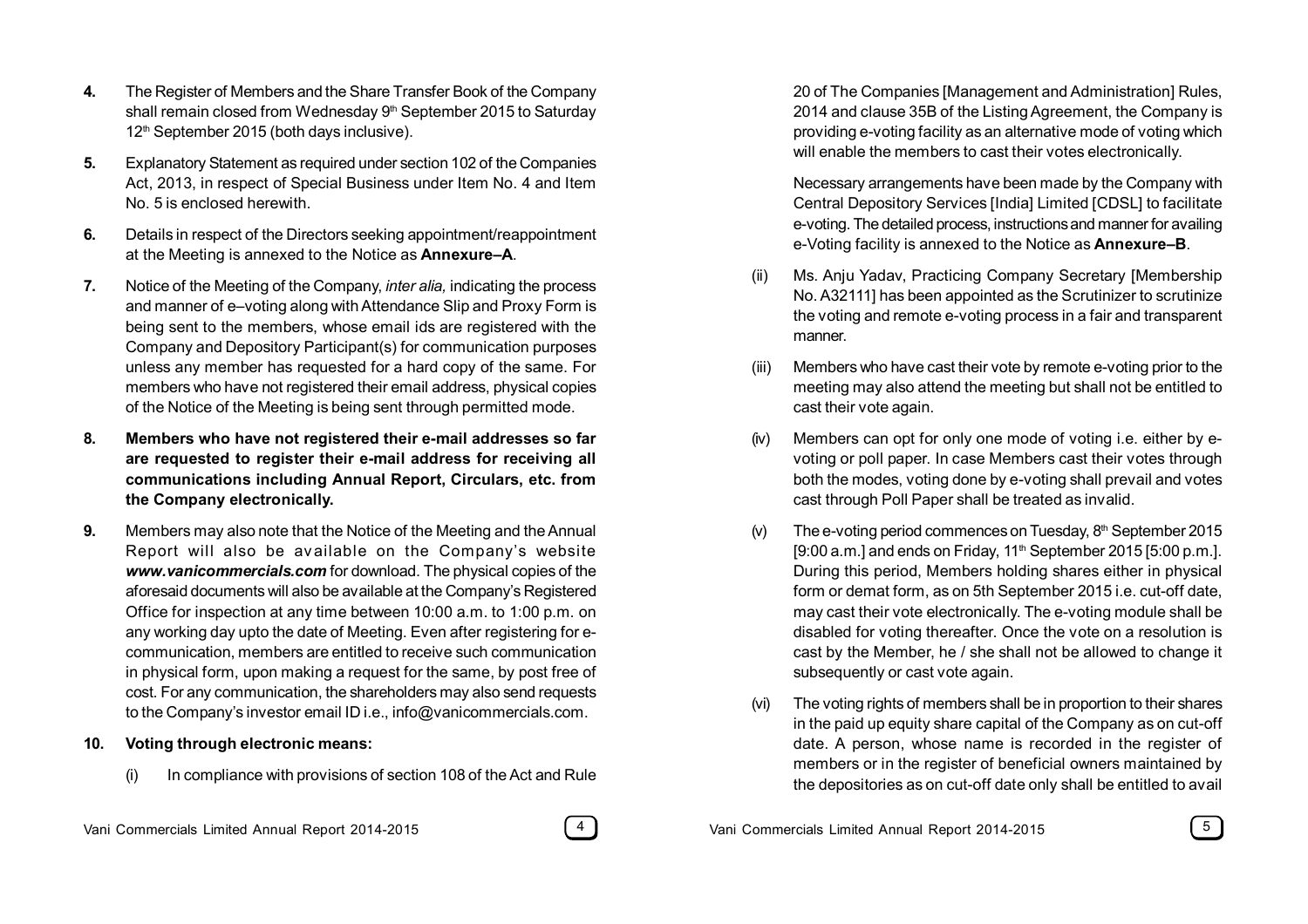**4.** The Register of Members and the Share Transfer Book of the Company shall remain closed from Wednesday 9th September 2015 to Saturday 12th September 2015 (both days inclusive).

**5.** Explanatory Statement as required under section 102 of the Companies Act, 2013, in respect of Special Business under Item No. 4 and Item No. 5 is enclosed herewith.

**6.** Details in respect of the Directors seeking appointment/reappointment at the Meeting is annexed to the Notice as **Annexure–A**.

**7.** Notice of the Meeting of the Company, *inter alia,* indicating the process and manner of e–voting along with Attendance Slip and Proxy Form is being sent to the members, whose email ids are registered with the Company and Depository Participant(s) for communication purposes unless any member has requested for a hard copy of the same. For members who have not registered their email address, physical copies of the Notice of the Meeting is being sent through permitted mode.

**8. Members who have not registered their e-mail addresses so far are requested to register their e-mail address for receiving all communications including Annual Report, Circulars, etc. from the Company electronically.**

**9.** Members may also note that the Notice of the Meeting and the Annual Report will also be available on the Company's website ***www.vanicommercials.com*** for download. The physical copies of the aforesaid documents will also be available at the Company's Registered Office for inspection at any time between 10:00 a.m. to 1:00 p.m. on any working day upto the date of Meeting. Even after registering for e-communication, members are entitled to receive such communication in physical form, upon making a request for the same, by post free of cost. For any communication, the shareholders may also send requests to the Company's investor email ID i.e., info@vanicommercials.com.

**10. Voting through electronic means:**

(i) In compliance with provisions of section 108 of the Act and Rule 20 of The Companies [Management and Administration] Rules, 2014 and clause 35B of the Listing Agreement, the Company is providing e-voting facility as an alternative mode of voting which will enable the members to cast their votes electronically.

Necessary arrangements have been made by the Company with Central Depository Services [India] Limited [CDSL] to facilitate e-voting. The detailed process, instructions and manner for availing e-Voting facility is annexed to the Notice as **Annexure–B**.

(ii) Ms. Anju Yadav, Practicing Company Secretary [Membership No. A32111] has been appointed as the Scrutinizer to scrutinize the voting and remote e-voting process in a fair and transparent manner.

(iii) Members who have cast their vote by remote e-voting prior to the meeting may also attend the meeting but shall not be entitled to cast their vote again.

(iv) Members can opt for only one mode of voting i.e. either by e-voting or poll paper. In case Members cast their votes through both the modes, voting done by e-voting shall prevail and votes cast through Poll Paper shall be treated as invalid.

(v) The e-voting period commences on Tuesday, 8th September 2015 [9:00 a.m.] and ends on Friday, 11th September 2015 [5:00 p.m.]. During this period, Members holding shares either in physical form or demat form, as on 5th September 2015 i.e. cut-off date, may cast their vote electronically. The e-voting module shall be disabled for voting thereafter. Once the vote on a resolution is cast by the Member, he / she shall not be allowed to change it subsequently or cast vote again.

(vi) The voting rights of members shall be in proportion to their shares in the paid up equity share capital of the Company as on cut-off date. A person, whose name is recorded in the register of members or in the register of beneficial owners maintained by the depositories as on cut-off date only shall be entitled to avail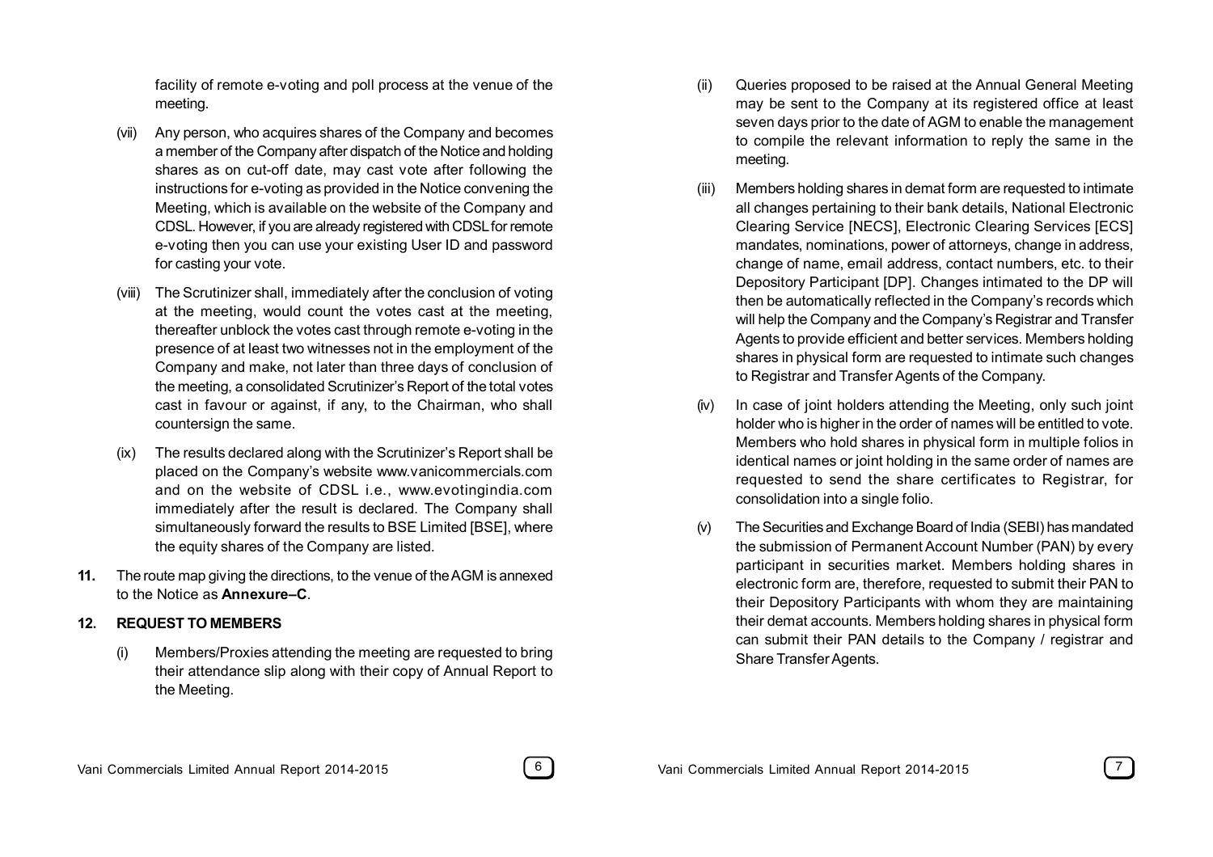facility of remote e-voting and poll process at the venue of the meeting.

(vii) Any person, who acquires shares of the Company and becomes a member of the Company after dispatch of the Notice and holding shares as on cut-off date, may cast vote after following the instructions for e-voting as provided in the Notice convening the Meeting, which is available on the website of the Company and CDSL. However, if you are already registered with CDSL for remote e-voting then you can use your existing User ID and password for casting your vote.

(viii) The Scrutinizer shall, immediately after the conclusion of voting at the meeting, would count the votes cast at the meeting, thereafter unblock the votes cast through remote e-voting in the presence of at least two witnesses not in the employment of the Company and make, not later than three days of conclusion of the meeting, a consolidated Scrutinizer's Report of the total votes cast in favour or against, if any, to the Chairman, who shall countersign the same.

(ix) The results declared along with the Scrutinizer's Report shall be placed on the Company's website www.vanicommercials.com and on the website of CDSL i.e., www.evotingindia.com immediately after the result is declared. The Company shall simultaneously forward the results to BSE Limited [BSE], where the equity shares of the Company are listed.

**11.** The route map giving the directions, to the venue of the AGM is annexed to the Notice as **Annexure–C**.

**12. REQUEST TO MEMBERS**

(i) Members/Proxies attending the meeting are requested to bring their attendance slip along with their copy of Annual Report to the Meeting.

(ii) Queries proposed to be raised at the Annual General Meeting may be sent to the Company at its registered office at least seven days prior to the date of AGM to enable the management to compile the relevant information to reply the same in the meeting.

(iii) Members holding shares in demat form are requested to intimate all changes pertaining to their bank details, National Electronic Clearing Service [NECS], Electronic Clearing Services [ECS] mandates, nominations, power of attorneys, change in address, change of name, email address, contact numbers, etc. to their Depository Participant [DP]. Changes intimated to the DP will then be automatically reflected in the Company's records which will help the Company and the Company's Registrar and Transfer Agents to provide efficient and better services. Members holding shares in physical form are requested to intimate such changes to Registrar and Transfer Agents of the Company.

(iv) In case of joint holders attending the Meeting, only such joint holder who is higher in the order of names will be entitled to vote. Members who hold shares in physical form in multiple folios in identical names or joint holding in the same order of names are requested to send the share certificates to Registrar, for consolidation into a single folio.

(v) The Securities and Exchange Board of India (SEBI) has mandated the submission of Permanent Account Number (PAN) by every participant in securities market. Members holding shares in electronic form are, therefore, requested to submit their PAN to their Depository Participants with whom they are maintaining their demat accounts. Members holding shares in physical form can submit their PAN details to the Company / registrar and Share Transfer Agents.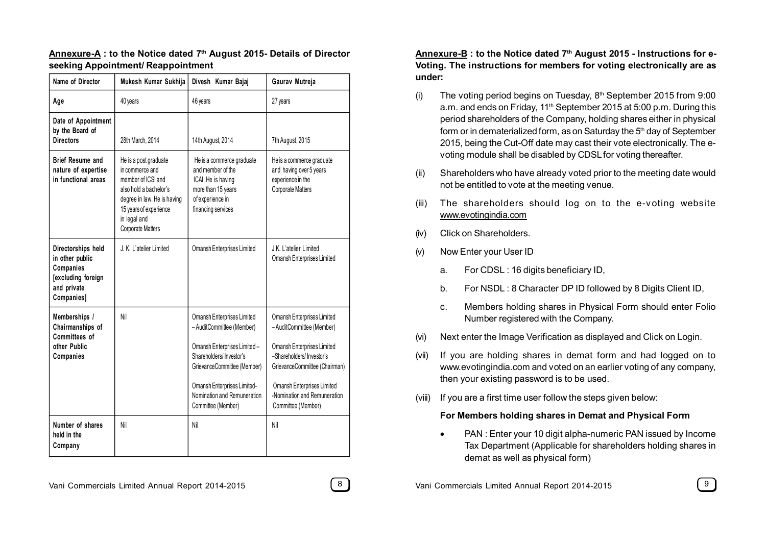**Annexure-A : to the Notice dated 7th August 2015- Details of Director seeking Appointment/ Reappointment**

| Name of Director | Mukesh Kumar Sukhija | Divesh Kumar Bajaj | Gaurav Mutreja |
|---|---|---|---|
| Age | 40 years | 46 years | 27 years |
| Date of Appointment by the Board of Directors | 28th March, 2014 | 14th August, 2014 | 7th August, 2015 |
| Brief Resume and nature of expertise in functional areas | He is a post graduate in commerce and member of ICSI and also hold a bachelor's degree in law. He is having 15 years of experience in legal and Corporate Matters | He is a commerce graduate and member of the ICAI. He is having more than 15 years of experience in financing services | He is a commerce graduate and having over 5 years experience in the Corporate Matters |
| Directorships held in other public Companies [excluding foreign and private Companies] | J. K. L'atelier Limited | Omansh Enterprises Limited | J.K. L'atelier Limited<br>Omansh Enterprises Limited |
| Memberships / Chairmanships of Committees of other Public Companies | Nil | Omansh Enterprises Limited – AuditCommittee (Member)<br><br>Omansh Enterprises Limited – Shareholders/ Investor's GrievanceCommittee (Member)<br><br>Omansh Enterprises Limited- Nomination and Remuneration Committee (Member) | Omansh Enterprises Limited – AuditCommittee (Member)<br><br>Omansh Enterprises Limited –Shareholders/ Investor's GrievanceCommittee (Chairman)<br><br>Omansh Enterprises Limited -Nomination and Remuneration Committee (Member) |
| Number of shares held in the Company | Nil | Nil | Nil |

**Annexure-B : to the Notice dated 7th August 2015 - Instructions for e-Voting. The instructions for members for voting electronically are as under:**

(i) The voting period begins on Tuesday, 8th September 2015 from 9:00 a.m. and ends on Friday, 11th September 2015 at 5:00 p.m. During this period shareholders of the Company, holding shares either in physical form or in dematerialized form, as on Saturday the 5th day of September 2015, being the Cut-Off date may cast their vote electronically. The e-voting module shall be disabled by CDSL for voting thereafter.

(ii) Shareholders who have already voted prior to the meeting date would not be entitled to vote at the meeting venue.

(iii) The shareholders should log on to the e-voting website www.evotingindia.com

(iv) Click on Shareholders.

(v) Now Enter your User ID

   a. For CDSL : 16 digits beneficiary ID,

   b. For NSDL : 8 Character DP ID followed by 8 Digits Client ID,

   c. Members holding shares in Physical Form should enter Folio Number registered with the Company.

(vi) Next enter the Image Verification as displayed and Click on Login.

(vii) If you are holding shares in demat form and had logged on to www.evotingindia.com and voted on an earlier voting of any company, then your existing password is to be used.

(viii) If you are a first time user follow the steps given below:

**For Members holding shares in Demat and Physical Form**

- PAN : Enter your 10 digit alpha-numeric PAN issued by Income Tax Department (Applicable for shareholders holding shares in demat as well as physical form)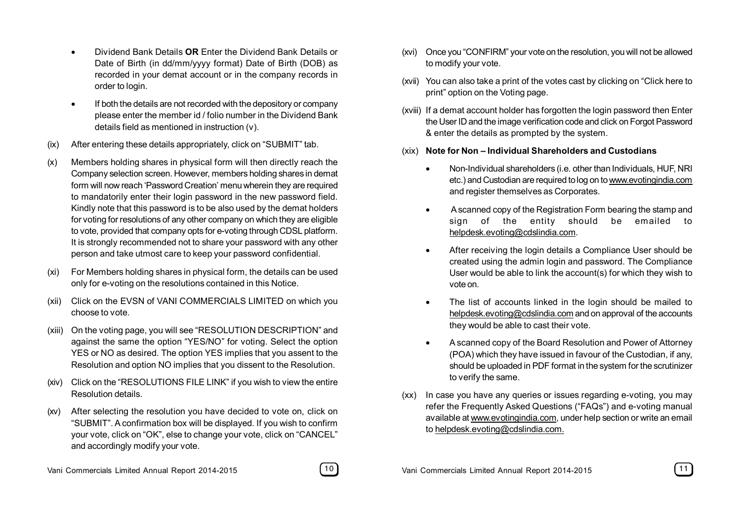- Dividend Bank Details **OR** Enter the Dividend Bank Details or Date of Birth (in dd/mm/yyyy format) Date of Birth (DOB) as recorded in your demat account or in the company records in order to login.
- If both the details are not recorded with the depository or company please enter the member id / folio number in the Dividend Bank details field as mentioned in instruction (v).

(ix) After entering these details appropriately, click on "SUBMIT" tab.

(x) Members holding shares in physical form will then directly reach the Company selection screen. However, members holding shares in demat form will now reach 'Password Creation' menu wherein they are required to mandatorily enter their login password in the new password field. Kindly note that this password is to be also used by the demat holders for voting for resolutions of any other company on which they are eligible to vote, provided that company opts for e-voting through CDSL platform. It is strongly recommended not to share your password with any other person and take utmost care to keep your password confidential.

(xi) For Members holding shares in physical form, the details can be used only for e-voting on the resolutions contained in this Notice.

(xii) Click on the EVSN of VANI COMMERCIALS LIMITED on which you choose to vote.

(xiii) On the voting page, you will see "RESOLUTION DESCRIPTION" and against the same the option "YES/NO" for voting. Select the option YES or NO as desired. The option YES implies that you assent to the Resolution and option NO implies that you dissent to the Resolution.

(xiv) Click on the "RESOLUTIONS FILE LINK" if you wish to view the entire Resolution details.

(xv) After selecting the resolution you have decided to vote on, click on "SUBMIT". A confirmation box will be displayed. If you wish to confirm your vote, click on "OK", else to change your vote, click on "CANCEL" and accordingly modify your vote.

(xvi) Once you "CONFIRM" your vote on the resolution, you will not be allowed to modify your vote.

(xvii) You can also take a print of the votes cast by clicking on "Click here to print" option on the Voting page.

(xviii) If a demat account holder has forgotten the login password then Enter the User ID and the image verification code and click on Forgot Password & enter the details as prompted by the system.

(xix) **Note for Non – Individual Shareholders and Custodians**

- Non-Individual shareholders (i.e. other than Individuals, HUF, NRI etc.) and Custodian are required to log on to www.evotingindia.com and register themselves as Corporates.
- A scanned copy of the Registration Form bearing the stamp and sign of the entity should be emailed to helpdesk.evoting@cdslindia.com.
- After receiving the login details a Compliance User should be created using the admin login and password. The Compliance User would be able to link the account(s) for which they wish to vote on.
- The list of accounts linked in the login should be mailed to helpdesk.evoting@cdslindia.com and on approval of the accounts they would be able to cast their vote.
- A scanned copy of the Board Resolution and Power of Attorney (POA) which they have issued in favour of the Custodian, if any, should be uploaded in PDF format in the system for the scrutinizer to verify the same.

(xx) In case you have any queries or issues regarding e-voting, you may refer the Frequently Asked Questions ("FAQs") and e-voting manual available at www.evotingindia.com, under help section or write an email to helpdesk.evoting@cdslindia.com.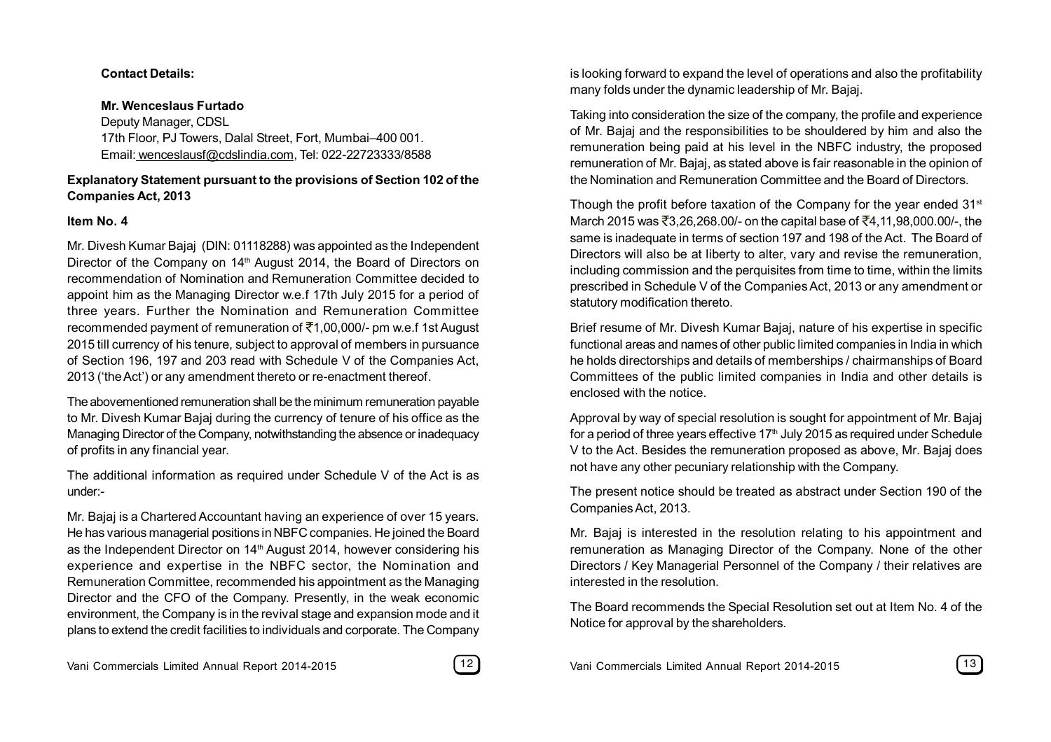**Contact Details:**

**Mr. Wenceslaus Furtado**
Deputy Manager, CDSL
17th Floor, PJ Towers, Dalal Street, Fort, Mumbai–400 001.
Email: wenceslausf@cdslindia.com, Tel: 022-22723333/8588

**Explanatory Statement pursuant to the provisions of Section 102 of the Companies Act, 2013**

**Item No. 4**

Mr. Divesh Kumar Bajaj (DIN: 01118288) was appointed as the Independent Director of the Company on 14th August 2014, the Board of Directors on recommendation of Nomination and Remuneration Committee decided to appoint him as the Managing Director w.e.f 17th July 2015 for a period of three years. Further the Nomination and Remuneration Committee recommended payment of remuneration of ₹1,00,000/- pm w.e.f 1st August 2015 till currency of his tenure, subject to approval of members in pursuance of Section 196, 197 and 203 read with Schedule V of the Companies Act, 2013 ('the Act') or any amendment thereto or re-enactment thereof.

The abovementioned remuneration shall be the minimum remuneration payable to Mr. Divesh Kumar Bajaj during the currency of tenure of his office as the Managing Director of the Company, notwithstanding the absence or inadequacy of profits in any financial year.

The additional information as required under Schedule V of the Act is as under:-

Mr. Bajaj is a Chartered Accountant having an experience of over 15 years. He has various managerial positions in NBFC companies. He joined the Board as the Independent Director on 14th August 2014, however considering his experience and expertise in the NBFC sector, the Nomination and Remuneration Committee, recommended his appointment as the Managing Director and the CFO of the Company. Presently, in the weak economic environment, the Company is in the revival stage and expansion mode and it plans to extend the credit facilities to individuals and corporate. The Company is looking forward to expand the level of operations and also the profitability many folds under the dynamic leadership of Mr. Bajaj.

Taking into consideration the size of the company, the profile and experience of Mr. Bajaj and the responsibilities to be shouldered by him and also the remuneration being paid at his level in the NBFC industry, the proposed remuneration of Mr. Bajaj, as stated above is fair reasonable in the opinion of the Nomination and Remuneration Committee and the Board of Directors.

Though the profit before taxation of the Company for the year ended 31st March 2015 was ₹3,26,268.00/- on the capital base of ₹4,11,98,000.00/-, the same is inadequate in terms of section 197 and 198 of the Act. The Board of Directors will also be at liberty to alter, vary and revise the remuneration, including commission and the perquisites from time to time, within the limits prescribed in Schedule V of the Companies Act, 2013 or any amendment or statutory modification thereto.

Brief resume of Mr. Divesh Kumar Bajaj, nature of his expertise in specific functional areas and names of other public limited companies in India in which he holds directorships and details of memberships / chairmanships of Board Committees of the public limited companies in India and other details is enclosed with the notice.

Approval by way of special resolution is sought for appointment of Mr. Bajaj for a period of three years effective 17th July 2015 as required under Schedule V to the Act. Besides the remuneration proposed as above, Mr. Bajaj does not have any other pecuniary relationship with the Company.

The present notice should be treated as abstract under Section 190 of the Companies Act, 2013.

Mr. Bajaj is interested in the resolution relating to his appointment and remuneration as Managing Director of the Company. None of the other Directors / Key Managerial Personnel of the Company / their relatives are interested in the resolution.

The Board recommends the Special Resolution set out at Item No. 4 of the Notice for approval by the shareholders.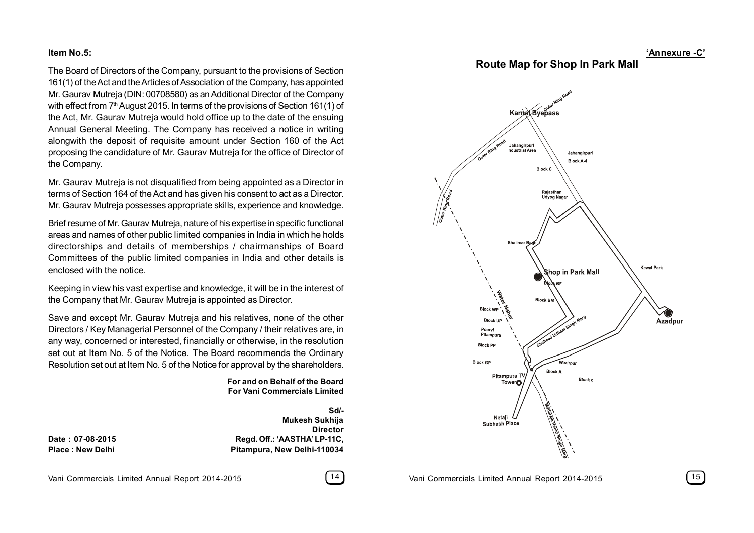**Item No.5:**

The Board of Directors of the Company, pursuant to the provisions of Section 161(1) of the Act and the Articles of Association of the Company, has appointed Mr. Gaurav Mutreja (DIN: 00708580) as an Additional Director of the Company with effect from 7th August 2015. In terms of the provisions of Section 161(1) of the Act, Mr. Gaurav Mutreja would hold office up to the date of the ensuing Annual General Meeting. The Company has received a notice in writing alongwith the deposit of requisite amount under Section 160 of the Act proposing the candidature of Mr. Gaurav Mutreja for the office of Director of the Company.

Mr. Gaurav Mutreja is not disqualified from being appointed as a Director in terms of Section 164 of the Act and has given his consent to act as a Director. Mr. Gaurav Mutreja possesses appropriate skills, experience and knowledge.

Brief resume of Mr. Gaurav Mutreja, nature of his expertise in specific functional areas and names of other public limited companies in India in which he holds directorships and details of memberships / chairmanships of Board Committees of the public limited companies in India and other details is enclosed with the notice.

Keeping in view his vast expertise and knowledge, it will be in the interest of the Company that Mr. Gaurav Mutreja is appointed as Director.

Save and except Mr. Gaurav Mutreja and his relatives, none of the other Directors / Key Managerial Personnel of the Company / their relatives are, in any way, concerned or interested, financially or otherwise, in the resolution set out at Item No. 5 of the Notice. The Board recommends the Ordinary Resolution set out at Item No. 5 of the Notice for approval by the shareholders.

**For and on Behalf of the Board**
**For Vani Commercials Limited**

**Sd/-**
**Mukesh Sukhija**
**Director**

**Date : 07-08-2015**
**Place : New Delhi**

**Regd. Off.: 'AASTHA' LP-11C, Pitampura, New Delhi-110034**

**'Annexure -C'**

## Route Map for Shop In Park Mall

Outer Ring Road
Karnal Byepass
Outer Ring Road
Jahangirpuri Industrial Area
Jahangirpuri Block A-4
Block C
Outer Ring Road
Rajasthan Udyog Nagar
Shalimar Bagh
Kewal Park
Shop in Park Mall
Block BF
Block BM
Water Nahar
Block WP
Block UP
Azadpur
Poorvi Pitampura
Shaheed Udham Singh Marg
Block PP
Block GP
Wazirpur Block A
Block c
Pitampura TV Tower
Netaji Subhash Place
Maharaja Nahar Singh Marg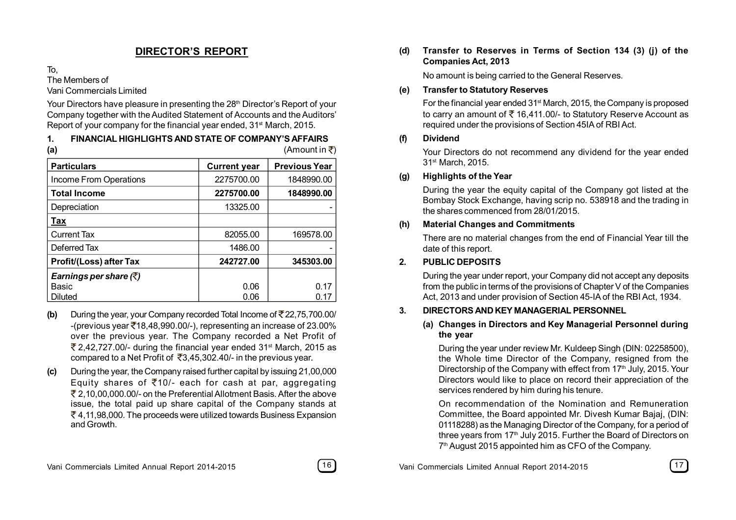# DIRECTOR'S REPORT

To,
The Members of
Vani Commercials Limited

Your Directors have pleasure in presenting the 28th Director's Report of your Company together with the Audited Statement of Accounts and the Auditors' Report of your company for the financial year ended, 31st March, 2015.

## 1. FINANCIAL HIGHLIGHTS AND STATE OF COMPANY'S AFFAIRS

**(a)** (Amount in ₹)

| Particulars | Current year | Previous Year |
|---|---|---|
| Income From Operations | 2275700.00 | 1848990.00 |
| **Total Income** | **2275700.00** | **1848990.00** |
| Depreciation | 13325.00 | - |
| **Tax** | | |
| Current Tax | 82055.00 | 169578.00 |
| Deferred Tax | 1486.00 | - |
| **Profit/(Loss) after Tax** | **242727.00** | **345303.00** |
| ***Earnings per share (₹)*** | | |
| Basic | 0.06 | 0.17 |
| Diluted | 0.06 | 0.17 |

**(b)** During the year, your Company recorded Total Income of ₹22,75,700.00/-(previous year ₹18,48,990.00/-), representing an increase of 23.00% over the previous year. The Company recorded a Net Profit of ₹ 2,42,727.00/- during the financial year ended 31st March, 2015 as compared to a Net Profit of ₹3,45,302.40/- in the previous year.

**(c)** During the year, the Company raised further capital by issuing 21,00,000 Equity shares of ₹10/- each for cash at par, aggregating ₹ 2,10,00,000.00/- on the Preferential Allotment Basis. After the above issue, the total paid up share capital of the Company stands at ₹ 4,11,98,000. The proceeds were utilized towards Business Expansion and Growth.

**(d) Transfer to Reserves in Terms of Section 134 (3) (j) of the Companies Act, 2013**

No amount is being carried to the General Reserves.

**(e) Transfer to Statutory Reserves**

For the financial year ended 31st March, 2015, the Company is proposed to carry an amount of ₹ 16,411.00/- to Statutory Reserve Account as required under the provisions of Section 45IA of RBI Act.

**(f) Dividend**

Your Directors do not recommend any dividend for the year ended 31st March, 2015.

**(g) Highlights of the Year**

During the year the equity capital of the Company got listed at the Bombay Stock Exchange, having scrip no. 538918 and the trading in the shares commenced from 28/01/2015.

**(h) Material Changes and Commitments**

There are no material changes from the end of Financial Year till the date of this report.

## 2. PUBLIC DEPOSITS

During the year under report, your Company did not accept any deposits from the public in terms of the provisions of Chapter V of the Companies Act, 2013 and under provision of Section 45-IA of the RBI Act, 1934.

## 3. DIRECTORS AND KEY MANAGERIAL PERSONNEL

**(a) Changes in Directors and Key Managerial Personnel during the year**

During the year under review Mr. Kuldeep Singh (DIN: 02258500), the Whole time Director of the Company, resigned from the Directorship of the Company with effect from 17th July, 2015. Your Directors would like to place on record their appreciation of the services rendered by him during his tenure.

On recommendation of the Nomination and Remuneration Committee, the Board appointed Mr. Divesh Kumar Bajaj, (DIN: 01118288) as the Managing Director of the Company, for a period of three years from 17th July 2015. Further the Board of Directors on 7th August 2015 appointed him as CFO of the Company.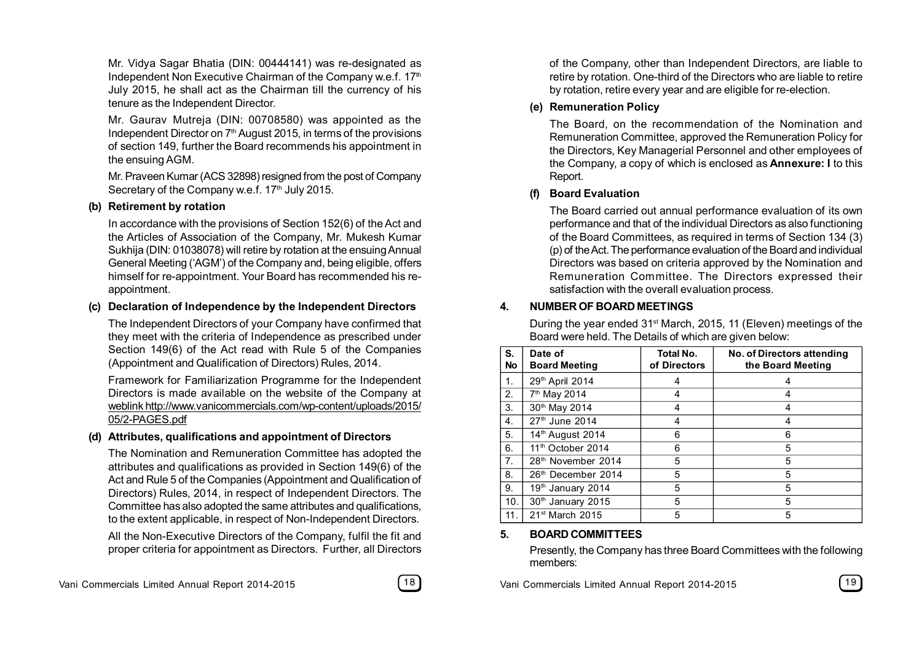Mr. Vidya Sagar Bhatia (DIN: 00444141) was re-designated as Independent Non Executive Chairman of the Company w.e.f. 17th July 2015, he shall act as the Chairman till the currency of his tenure as the Independent Director.

Mr. Gaurav Mutreja (DIN: 00708580) was appointed as the Independent Director on 7th August 2015, in terms of the provisions of section 149, further the Board recommends his appointment in the ensuing AGM.

Mr. Praveen Kumar (ACS 32898) resigned from the post of Company Secretary of the Company w.e.f. 17th July 2015.

**(b) Retirement by rotation**

In accordance with the provisions of Section 152(6) of the Act and the Articles of Association of the Company, Mr. Mukesh Kumar Sukhija (DIN: 01038078) will retire by rotation at the ensuing Annual General Meeting ('AGM') of the Company and, being eligible, offers himself for re-appointment. Your Board has recommended his re-appointment.

**(c) Declaration of Independence by the Independent Directors**

The Independent Directors of your Company have confirmed that they meet with the criteria of Independence as prescribed under Section 149(6) of the Act read with Rule 5 of the Companies (Appointment and Qualification of Directors) Rules, 2014.

Framework for Familiarization Programme for the Independent Directors is made available on the website of the Company at weblink http://www.vanicommercials.com/wp-content/uploads/2015/05/2-PAGES.pdf

**(d) Attributes, qualifications and appointment of Directors**

The Nomination and Remuneration Committee has adopted the attributes and qualifications as provided in Section 149(6) of the Act and Rule 5 of the Companies (Appointment and Qualification of Directors) Rules, 2014, in respect of Independent Directors. The Committee has also adopted the same attributes and qualifications, to the extent applicable, in respect of Non-Independent Directors.

All the Non-Executive Directors of the Company, fulfil the fit and proper criteria for appointment as Directors. Further, all Directors of the Company, other than Independent Directors, are liable to retire by rotation. One-third of the Directors who are liable to retire by rotation, retire every year and are eligible for re-election.

**(e) Remuneration Policy**

The Board, on the recommendation of the Nomination and Remuneration Committee, approved the Remuneration Policy for the Directors, Key Managerial Personnel and other employees of the Company, a copy of which is enclosed as **Annexure: I** to this Report.

**(f) Board Evaluation**

The Board carried out annual performance evaluation of its own performance and that of the individual Directors as also functioning of the Board Committees, as required in terms of Section 134 (3) (p) of the Act. The performance evaluation of the Board and individual Directors was based on criteria approved by the Nomination and Remuneration Committee. The Directors expressed their satisfaction with the overall evaluation process.

**4. NUMBER OF BOARD MEETINGS**

During the year ended 31st March, 2015, 11 (Eleven) meetings of the Board were held. The Details of which are given below:

| S. No | Date of Board Meeting | Total No. of Directors | No. of Directors attending the Board Meeting |
|---|---|---|---|
| 1. | 29th April 2014 | 4 | 4 |
| 2. | 7th May 2014 | 4 | 4 |
| 3. | 30th May 2014 | 4 | 4 |
| 4. | 27th June 2014 | 4 | 4 |
| 5. | 14th August 2014 | 6 | 6 |
| 6. | 11th October 2014 | 6 | 5 |
| 7. | 28th November 2014 | 5 | 5 |
| 8. | 26th December 2014 | 5 | 5 |
| 9. | 19th January 2014 | 5 | 5 |
| 10. | 30th January 2015 | 5 | 5 |
| 11. | 21st March 2015 | 5 | 5 |

**5. BOARD COMMITTEES**

Presently, the Company has three Board Committees with the following members: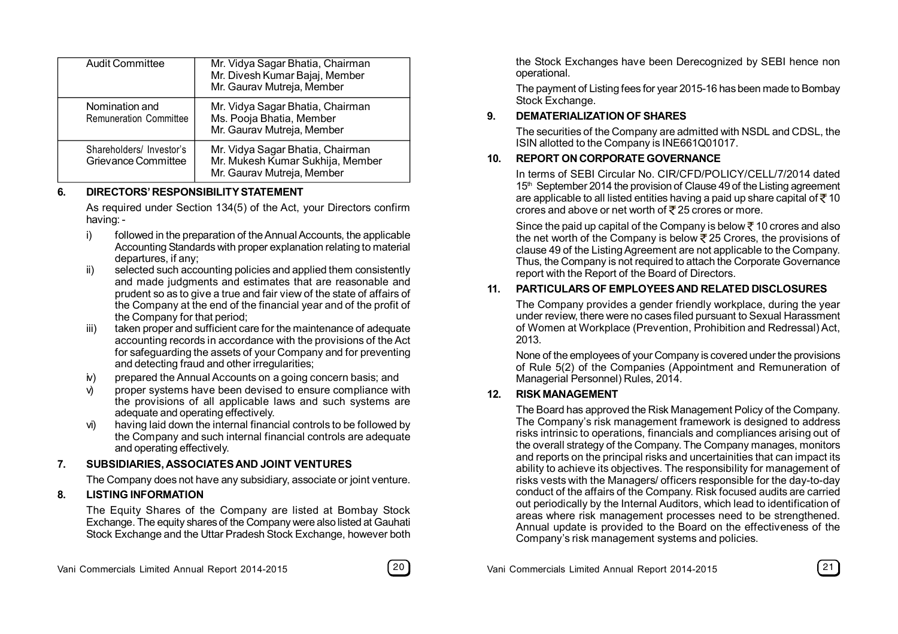| | |
|---|---|
| Audit Committee | Mr. Vidya Sagar Bhatia, Chairman<br>Mr. Divesh Kumar Bajaj, Member<br>Mr. Gaurav Mutreja, Member |
| Nomination and Remuneration Committee | Mr. Vidya Sagar Bhatia, Chairman<br>Ms. Pooja Bhatia, Member<br>Mr. Gaurav Mutreja, Member |
| Shareholders/ Investor's Grievance Committee | Mr. Vidya Sagar Bhatia, Chairman<br>Mr. Mukesh Kumar Sukhija, Member<br>Mr. Gaurav Mutreja, Member |

## 6. DIRECTORS' RESPONSIBILITY STATEMENT

As required under Section 134(5) of the Act, your Directors confirm having: -

i) followed in the preparation of the Annual Accounts, the applicable Accounting Standards with proper explanation relating to material departures, if any;

ii) selected such accounting policies and applied them consistently and made judgments and estimates that are reasonable and prudent so as to give a true and fair view of the state of affairs of the Company at the end of the financial year and of the profit of the Company for that period;

iii) taken proper and sufficient care for the maintenance of adequate accounting records in accordance with the provisions of the Act for safeguarding the assets of your Company and for preventing and detecting fraud and other irregularities;

iv) prepared the Annual Accounts on a going concern basis; and

v) proper systems have been devised to ensure compliance with the provisions of all applicable laws and such systems are adequate and operating effectively.

vi) having laid down the internal financial controls to be followed by the Company and such internal financial controls are adequate and operating effectively.

## 7. SUBSIDIARIES, ASSOCIATES AND JOINT VENTURES

The Company does not have any subsidiary, associate or joint venture.

## 8. LISTING INFORMATION

The Equity Shares of the Company are listed at Bombay Stock Exchange. The equity shares of the Company were also listed at Gauhati Stock Exchange and the Uttar Pradesh Stock Exchange, however both the Stock Exchanges have been Derecognized by SEBI hence non operational.

The payment of Listing fees for year 2015-16 has been made to Bombay Stock Exchange.

## 9. DEMATERIALIZATION OF SHARES

The securities of the Company are admitted with NSDL and CDSL, the ISIN allotted to the Company is INE661Q01017.

## 10. REPORT ON CORPORATE GOVERNANCE

In terms of SEBI Circular No. CIR/CFD/POLICY/CELL/7/2014 dated 15th September 2014 the provision of Clause 49 of the Listing agreement are applicable to all listed entities having a paid up share capital of ₹ 10 crores and above or net worth of ₹ 25 crores or more.

Since the paid up capital of the Company is below ₹ 10 crores and also the net worth of the Company is below ₹ 25 Crores, the provisions of clause 49 of the Listing Agreement are not applicable to the Company. Thus, the Company is not required to attach the Corporate Governance report with the Report of the Board of Directors.

## 11. PARTICULARS OF EMPLOYEES AND RELATED DISCLOSURES

The Company provides a gender friendly workplace, during the year under review, there were no cases filed pursuant to Sexual Harassment of Women at Workplace (Prevention, Prohibition and Redressal) Act, 2013.

None of the employees of your Company is covered under the provisions of Rule 5(2) of the Companies (Appointment and Remuneration of Managerial Personnel) Rules, 2014.

## 12. RISK MANAGEMENT

The Board has approved the Risk Management Policy of the Company. The Company's risk management framework is designed to address risks intrinsic to operations, financials and compliances arising out of the overall strategy of the Company. The Company manages, monitors and reports on the principal risks and uncertainities that can impact its ability to achieve its objectives. The responsibility for management of risks vests with the Managers/ officers responsible for the day-to-day conduct of the affairs of the Company. Risk focused audits are carried out periodically by the Internal Auditors, which lead to identification of areas where risk management processes need to be strengthened. Annual update is provided to the Board on the effectiveness of the Company's risk management systems and policies.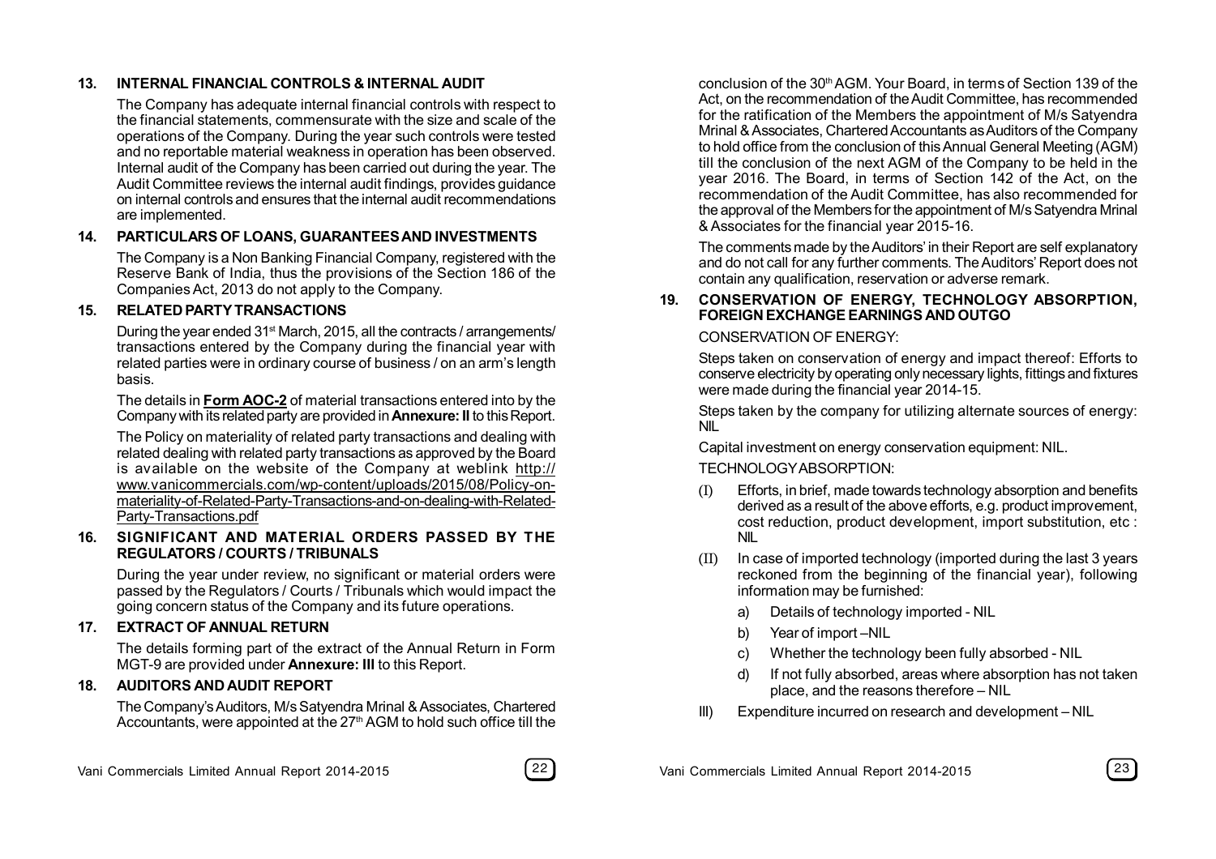## 13. INTERNAL FINANCIAL CONTROLS & INTERNAL AUDIT

The Company has adequate internal financial controls with respect to the financial statements, commensurate with the size and scale of the operations of the Company. During the year such controls were tested and no reportable material weakness in operation has been observed. Internal audit of the Company has been carried out during the year. The Audit Committee reviews the internal audit findings, provides guidance on internal controls and ensures that the internal audit recommendations are implemented.

## 14. PARTICULARS OF LOANS, GUARANTEES AND INVESTMENTS

The Company is a Non Banking Financial Company, registered with the Reserve Bank of India, thus the provisions of the Section 186 of the Companies Act, 2013 do not apply to the Company.

## 15. RELATED PARTY TRANSACTIONS

During the year ended 31st March, 2015, all the contracts / arrangements/ transactions entered by the Company during the financial year with related parties were in ordinary course of business / on an arm's length basis.

The details in **Form AOC-2** of material transactions entered into by the Company with its related party are provided in **Annexure: II** to this Report.

The Policy on materiality of related party transactions and dealing with related dealing with related party transactions as approved by the Board is available on the website of the Company at weblink http://www.vanicommercials.com/wp-content/uploads/2015/08/Policy-on-materiality-of-Related-Party-Transactions-and-on-dealing-with-Related-Party-Transactions.pdf

## 16. SIGNIFICANT AND MATERIAL ORDERS PASSED BY THE REGULATORS / COURTS / TRIBUNALS

During the year under review, no significant or material orders were passed by the Regulators / Courts / Tribunals which would impact the going concern status of the Company and its future operations.

## 17. EXTRACT OF ANNUAL RETURN

The details forming part of the extract of the Annual Return in Form MGT-9 are provided under **Annexure: III** to this Report.

## 18. AUDITORS AND AUDIT REPORT

The Company's Auditors, M/s Satyendra Mrinal & Associates, Chartered Accountants, were appointed at the 27th AGM to hold such office till the conclusion of the 30th AGM. Your Board, in terms of Section 139 of the Act, on the recommendation of the Audit Committee, has recommended for the ratification of the Members the appointment of M/s Satyendra Mrinal & Associates, Chartered Accountants as Auditors of the Company to hold office from the conclusion of this Annual General Meeting (AGM) till the conclusion of the next AGM of the Company to be held in the year 2016. The Board, in terms of Section 142 of the Act, on the recommendation of the Audit Committee, has also recommended for the approval of the Members for the appointment of M/s Satyendra Mrinal & Associates for the financial year 2015-16.

The comments made by the Auditors' in their Report are self explanatory and do not call for any further comments. The Auditors' Report does not contain any qualification, reservation or adverse remark.

## 19. CONSERVATION OF ENERGY, TECHNOLOGY ABSORPTION, FOREIGN EXCHANGE EARNINGS AND OUTGO

CONSERVATION OF ENERGY:

Steps taken on conservation of energy and impact thereof: Efforts to conserve electricity by operating only necessary lights, fittings and fixtures were made during the financial year 2014-15.

Steps taken by the company for utilizing alternate sources of energy: NIL

Capital investment on energy conservation equipment: NIL.

TECHNOLOGY ABSORPTION:

(I) Efforts, in brief, made towards technology absorption and benefits derived as a result of the above efforts, e.g. product improvement, cost reduction, product development, import substitution, etc : NIL

(II) In case of imported technology (imported during the last 3 years reckoned from the beginning of the financial year), following information may be furnished:

- a) Details of technology imported - NIL
- b) Year of import –NIL
- c) Whether the technology been fully absorbed - NIL
- d) If not fully absorbed, areas where absorption has not taken place, and the reasons therefore – NIL

III) Expenditure incurred on research and development – NIL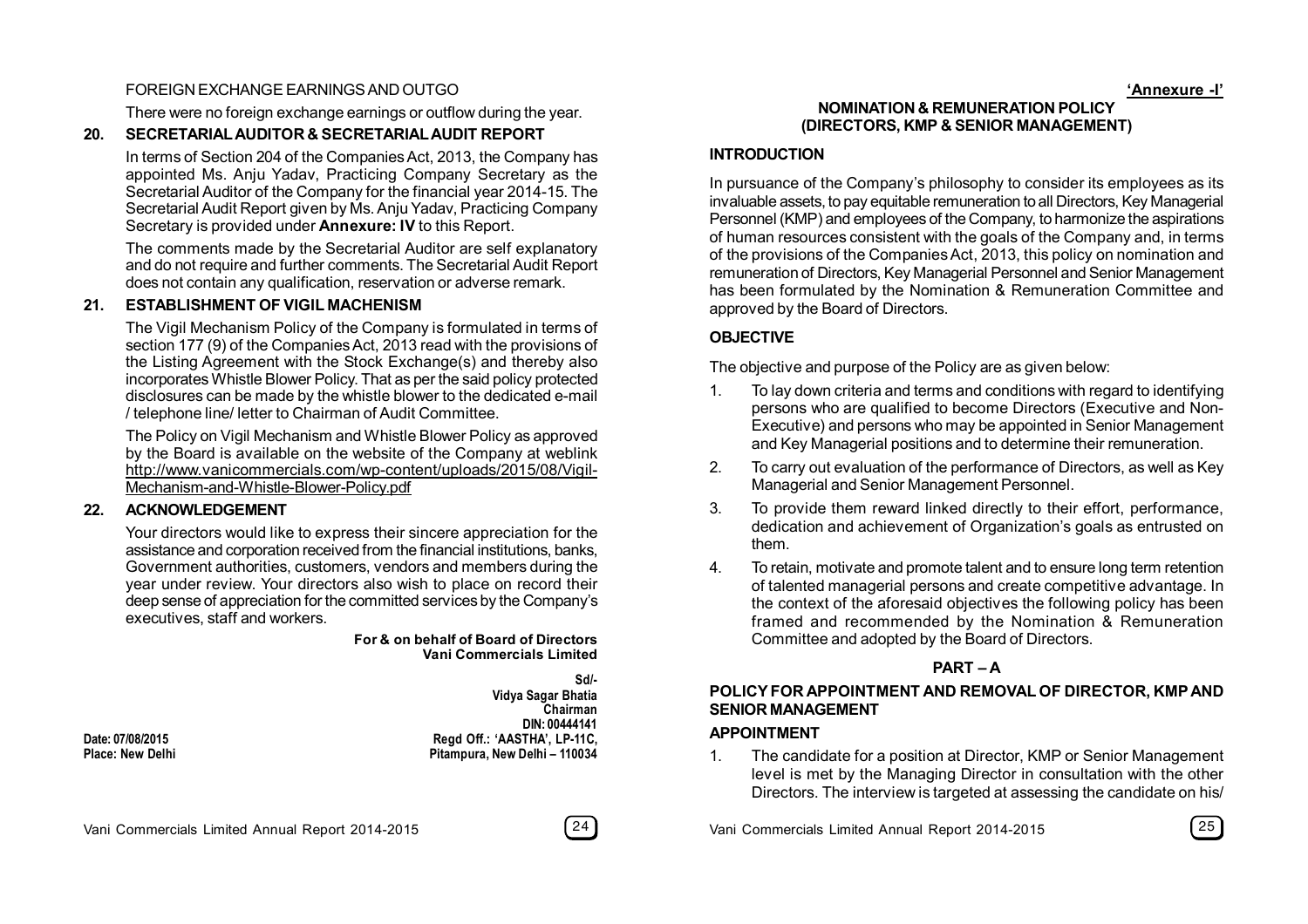FOREIGN EXCHANGE EARNINGS AND OUTGO

There were no foreign exchange earnings or outflow during the year.

## 20. SECRETARIAL AUDITOR & SECRETARIAL AUDIT REPORT

In terms of Section 204 of the Companies Act, 2013, the Company has appointed Ms. Anju Yadav, Practicing Company Secretary as the Secretarial Auditor of the Company for the financial year 2014-15. The Secretarial Audit Report given by Ms. Anju Yadav, Practicing Company Secretary is provided under **Annexure: IV** to this Report.

The comments made by the Secretarial Auditor are self explanatory and do not require and further comments. The Secretarial Audit Report does not contain any qualification, reservation or adverse remark.

## 21. ESTABLISHMENT OF VIGIL MACHENISM

The Vigil Mechanism Policy of the Company is formulated in terms of section 177 (9) of the Companies Act, 2013 read with the provisions of the Listing Agreement with the Stock Exchange(s) and thereby also incorporates Whistle Blower Policy. That as per the said policy protected disclosures can be made by the whistle blower to the dedicated e-mail / telephone line/ letter to Chairman of Audit Committee.

The Policy on Vigil Mechanism and Whistle Blower Policy as approved by the Board is available on the website of the Company at weblink http://www.vanicommercials.com/wp-content/uploads/2015/08/Vigil-Mechanism-and-Whistle-Blower-Policy.pdf

## 22. ACKNOWLEDGEMENT

Your directors would like to express their sincere appreciation for the assistance and corporation received from the financial institutions, banks, Government authorities, customers, vendors and members during the year under review. Your directors also wish to place on record their deep sense of appreciation for the committed services by the Company's executives, staff and workers.

**For & on behalf of Board of Directors**
**Vani Commercials Limited**

**Sd/-**
**Vidya Sagar Bhatia**
**Chairman**
**DIN: 00444141**
**Regd Off.: 'AASTHA', LP-11C,**
**Pitampura, New Delhi – 110034**

**Date: 07/08/2015**
**Place: New Delhi**

**'Annexure -I'**

# NOMINATION & REMUNERATION POLICY (DIRECTORS, KMP & SENIOR MANAGEMENT)

## INTRODUCTION

In pursuance of the Company's philosophy to consider its employees as its invaluable assets, to pay equitable remuneration to all Directors, Key Managerial Personnel (KMP) and employees of the Company, to harmonize the aspirations of human resources consistent with the goals of the Company and, in terms of the provisions of the Companies Act, 2013, this policy on nomination and remuneration of Directors, Key Managerial Personnel and Senior Management has been formulated by the Nomination & Remuneration Committee and approved by the Board of Directors.

## OBJECTIVE

The objective and purpose of the Policy are as given below:

1. To lay down criteria and terms and conditions with regard to identifying persons who are qualified to become Directors (Executive and Non-Executive) and persons who may be appointed in Senior Management and Key Managerial positions and to determine their remuneration.
2. To carry out evaluation of the performance of Directors, as well as Key Managerial and Senior Management Personnel.
3. To provide them reward linked directly to their effort, performance, dedication and achievement of Organization's goals as entrusted on them.
4. To retain, motivate and promote talent and to ensure long term retention of talented managerial persons and create competitive advantage. In the context of the aforesaid objectives the following policy has been framed and recommended by the Nomination & Remuneration Committee and adopted by the Board of Directors.

## PART – A

## POLICY FOR APPOINTMENT AND REMOVAL OF DIRECTOR, KMP AND SENIOR MANAGEMENT

## APPOINTMENT

1. The candidate for a position at Director, KMP or Senior Management level is met by the Managing Director in consultation with the other Directors. The interview is targeted at assessing the candidate on his/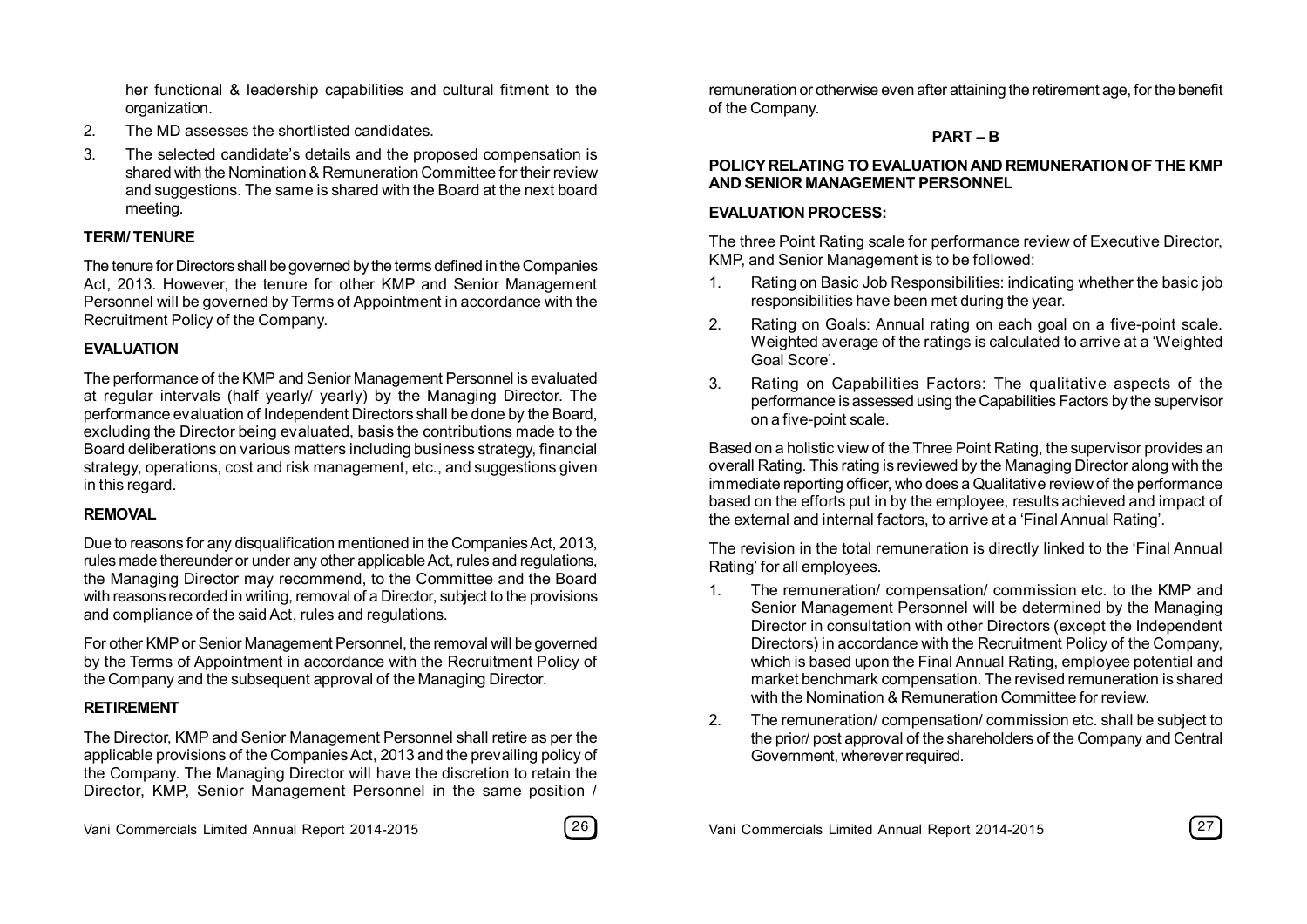her functional & leadership capabilities and cultural fitment to the organization.

2. The MD assesses the shortlisted candidates.
3. The selected candidate's details and the proposed compensation is shared with the Nomination & Remuneration Committee for their review and suggestions. The same is shared with the Board at the next board meeting.

**TERM/ TENURE**

The tenure for Directors shall be governed by the terms defined in the Companies Act, 2013. However, the tenure for other KMP and Senior Management Personnel will be governed by Terms of Appointment in accordance with the Recruitment Policy of the Company.

**EVALUATION**

The performance of the KMP and Senior Management Personnel is evaluated at regular intervals (half yearly/ yearly) by the Managing Director. The performance evaluation of Independent Directors shall be done by the Board, excluding the Director being evaluated, basis the contributions made to the Board deliberations on various matters including business strategy, financial strategy, operations, cost and risk management, etc., and suggestions given in this regard.

**REMOVAL**

Due to reasons for any disqualification mentioned in the Companies Act, 2013, rules made thereunder or under any other applicable Act, rules and regulations, the Managing Director may recommend, to the Committee and the Board with reasons recorded in writing, removal of a Director, subject to the provisions and compliance of the said Act, rules and regulations.

For other KMP or Senior Management Personnel, the removal will be governed by the Terms of Appointment in accordance with the Recruitment Policy of the Company and the subsequent approval of the Managing Director.

**RETIREMENT**

The Director, KMP and Senior Management Personnel shall retire as per the applicable provisions of the Companies Act, 2013 and the prevailing policy of the Company. The Managing Director will have the discretion to retain the Director, KMP, Senior Management Personnel in the same position / remuneration or otherwise even after attaining the retirement age, for the benefit of the Company.

**PART – B**

**POLICY RELATING TO EVALUATION AND REMUNERATION OF THE KMP AND SENIOR MANAGEMENT PERSONNEL**

**EVALUATION PROCESS:**

The three Point Rating scale for performance review of Executive Director, KMP, and Senior Management is to be followed:

1. Rating on Basic Job Responsibilities: indicating whether the basic job responsibilities have been met during the year.
2. Rating on Goals: Annual rating on each goal on a five-point scale. Weighted average of the ratings is calculated to arrive at a 'Weighted Goal Score'.
3. Rating on Capabilities Factors: The qualitative aspects of the performance is assessed using the Capabilities Factors by the supervisor on a five-point scale.

Based on a holistic view of the Three Point Rating, the supervisor provides an overall Rating. This rating is reviewed by the Managing Director along with the immediate reporting officer, who does a Qualitative review of the performance based on the efforts put in by the employee, results achieved and impact of the external and internal factors, to arrive at a 'Final Annual Rating'.

The revision in the total remuneration is directly linked to the 'Final Annual Rating' for all employees.

1. The remuneration/ compensation/ commission etc. to the KMP and Senior Management Personnel will be determined by the Managing Director in consultation with other Directors (except the Independent Directors) in accordance with the Recruitment Policy of the Company, which is based upon the Final Annual Rating, employee potential and market benchmark compensation. The revised remuneration is shared with the Nomination & Remuneration Committee for review.
2. The remuneration/ compensation/ commission etc. shall be subject to the prior/ post approval of the shareholders of the Company and Central Government, wherever required.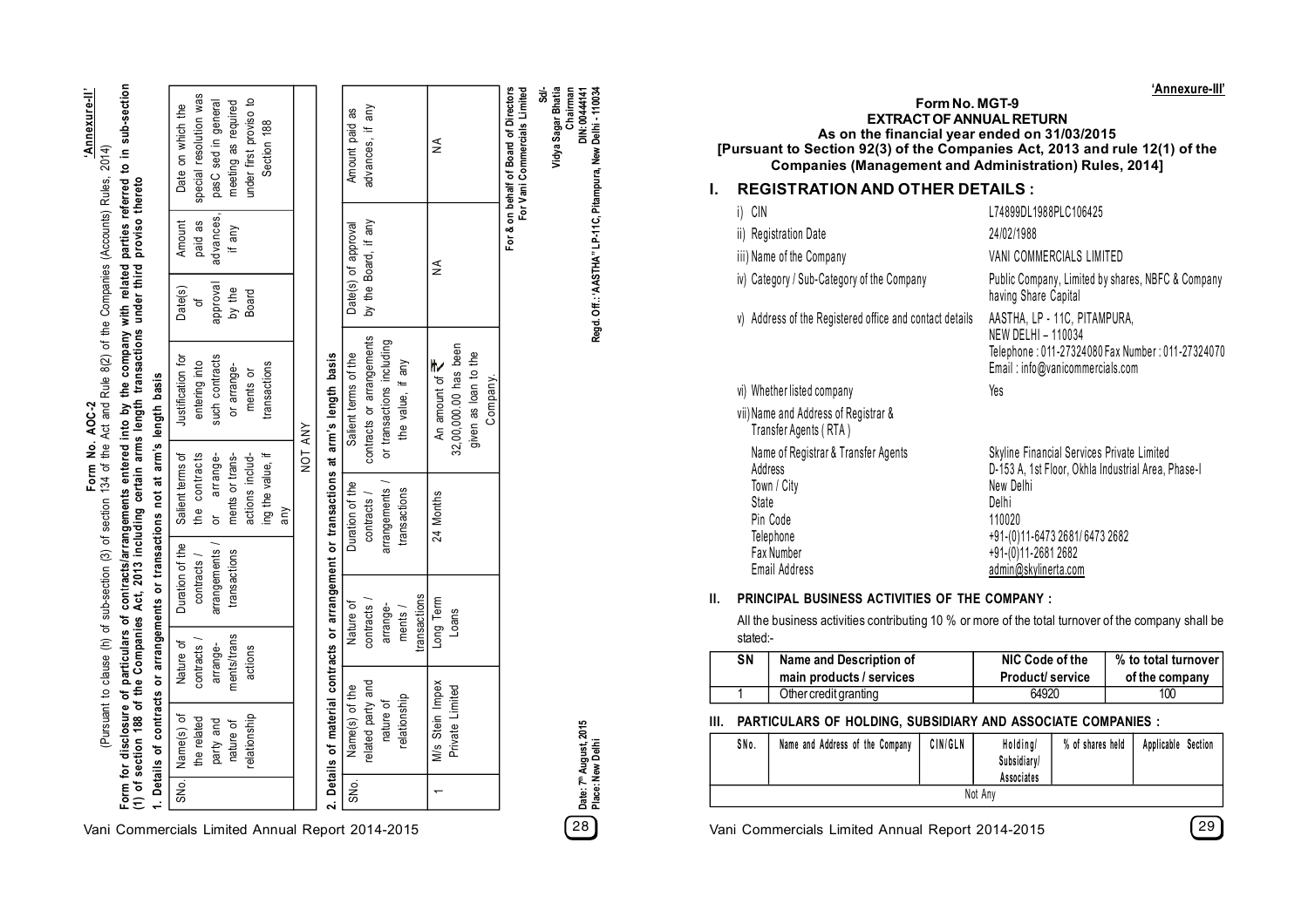'Annexure-II'

**Form No. AOC-2**

(Pursuant to clause (h) of sub-section (3) of section 134 of the Act and Rule 8(2) of the Companies (Accounts) Rules, 2014)

**Form for disclosure of particulars of contracts/arrangements entered into by the company with related parties referred to in sub-section (1) of section 188 of the Companies Act, 2013 including certain arms length transactions under third proviso thereto**

**1. Details of contracts or arrangements or transactions not at arm's length basis**

| SNo. | Name(s) of the related party and nature of relationship | Nature of contracts / arrange-ments/trans actions | Duration of the contracts / arrangements / transactions | Salient terms of the contracts or arrange-ments or trans-actions includ-ing the value, if any | Justification for entering into such contracts or arrange-ments or transactions | Date(s) of approval by the Board | Amount paid as advances, if any | Date on which the special resolution was pasC sed in general meeting as required under first proviso to Section 188 |
|---|---|---|---|---|---|---|---|---|
| NOT ANY | | | | | | | | |

**2. Details of material contracts or arrangement or transactions at arm's length basis**

| SNo. | Name(s) of the related party and nature of relationship | Nature of contracts / arrange-ments / transactions | Duration of the contracts / arrangements / transactions | Salient terms of the contracts or arrangements or transactions including the value, if any | Date(s) of approval by the Board, if any | Amount paid as advances, if any |
|---|---|---|---|---|---|---|
| 1 | M/s Stein Impex Private Limited | Long Term Loans | 24 Months | An amount of ₹ 32,00,000.00 has been given as loan to the Company. | NA | NA |

For & on behalf of Board of Directors
For Vani Commercials Limited

Sd/-
Vidya Sagar Bhatia
Chairman
DIN: 00444141

Date: 7th August, 2015
Place: New Delhi

Regd. Off.: 'AASTHA" LP-11C, Pitampura, New Delhi - 110034

'Annexure-III'

**Form No. MGT-9**
**EXTRACT OF ANNUAL RETURN**
**As on the financial year ended on 31/03/2015**
**[Pursuant to Section 92(3) of the Companies Act, 2013 and rule 12(1) of the Companies (Management and Administration) Rules, 2014]**

## I. REGISTRATION AND OTHER DETAILS :

| | |
|---|---|
| i) CIN | L74899DL1988PLC106425 |
| ii) Registration Date | 24/02/1988 |
| iii) Name of the Company | VANI COMMERCIALS LIMITED |
| iv) Category / Sub-Category of the Company | Public Company, Limited by shares, NBFC & Company having Share Capital |
| v) Address of the Registered office and contact details | AASTHA, LP - 11C, PITAMPURA, NEW DELHI – 110034 Telephone : 011-27324080 Fax Number : 011-27324070 Email : info@vanicommercials.com |
| vi) Whether listed company | Yes |
| vii) Name and Address of Registrar & Transfer Agents ( RTA ) | |
| Name of Registrar & Transfer Agents | Skyline Financial Services Private Limited |
| Address | D-153 A, 1st Floor, Okhla Industrial Area, Phase-I |
| Town / City | New Delhi |
| State | Delhi |
| Pin Code | 110020 |
| Telephone | +91-(0)11-6473 2681/ 6473 2682 |
| Fax Number | +91-(0)11-2681 2682 |
| Email Address | admin@skylinerta.com |

## II. PRINCIPAL BUSINESS ACTIVITIES OF THE COMPANY :

All the business activities contributing 10 % or more of the total turnover of the company shall be stated:-

| SN | Name and Description of main products / services | NIC Code of the Product/ service | % to total turnover of the company |
|---|---|---|---|
| 1 | Other credit granting | 64920 | 100 |

## III. PARTICULARS OF HOLDING, SUBSIDIARY AND ASSOCIATE COMPANIES :

| SNo. | Name and Address of the Company | CIN/GLN | Holding/ Subsidiary/ Associates | % of shares held | Applicable Section |
|---|---|---|---|---|---|
| Not Any | | | | | |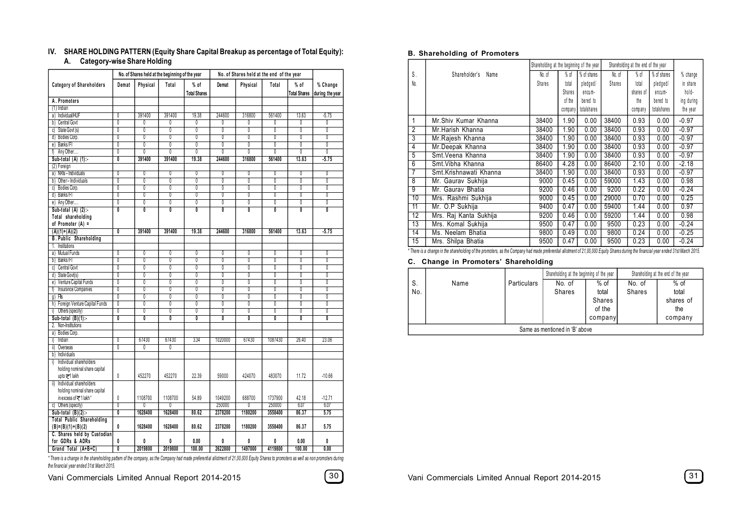## IV. SHARE HOLDING PATTERN (Equity Share Capital Breakup as percentage of Total Equity):

### A. Category-wise Share Holding

| Category of Shareholders | No. of Shares held at the beginning of the year | | | | No. of Shares held at the end of the year | | | | % Change during the year |
|---|---|---|---|---|---|---|---|---|---|
| | Demat | Physical | Total | % of Total Shares | Demat | Physical | Total | % of Total Shares | |
| **A. Promoters** | | | | | | | | | |
| (1) Indian | | | | | | | | | |
| a) Individual/HUF | 0 | 391400 | 391400 | 19.38 | 244600 | 316800 | 561400 | 13.63 | -5.75 |
| b) Central Govt | 0 | 0 | 0 | 0 | 0 | 0 | 0 | 0 | 0 |
| c) State Govt (s) | 0 | 0 | 0 | 0 | 0 | 0 | 0 | 0 | 0 |
| d) Bodies Corp. | 0 | 0 | 0 | 0 | 0 | 0 | 0 | 0 | 0 |
| e) Banks/FI | 0 | 0 | 0 | 0 | 0 | 0 | 0 | 0 | 0 |
| f) Any Other.... | 0 | 0 | 0 | 0 | 0 | 0 | 0 | 0 | 0 |
| **Sub-total (A) (1):-** | **0** | **391400** | **391400** | **19.38** | **244600** | **316800** | **561400** | **13.63** | **-5.75** |
| (2) Foreign | | | | | | | | | |
| a) NRIs – Individuals | 0 | 0 | 0 | 0 | 0 | 0 | 0 | 0 | 0 |
| b) Other – Individuals | 0 | 0 | 0 | 0 | 0 | 0 | 0 | 0 | 0 |
| c) Bodies Corp. | 0 | 0 | 0 | 0 | 0 | 0 | 0 | 0 | 0 |
| d) Banks/FI | 0 | 0 | 0 | 0 | 0 | 0 | 0 | 0 | 0 |
| e) Any Other.... | 0 | 0 | 0 | 0 | 0 | 0 | 0 | 0 | 0 |
| **Sub-total (A) (2):-** | **0** | **0** | **0** | **0** | **0** | **0** | **0** | **0** | **0** |
| **Total shareholding of Promoter (A) = (A)(1)+(A)(2)** | **0** | **391400** | **391400** | **19.38** | **244600** | **316800** | **561400** | **13.63** | **-5.75** |
| **B. Public Shareholding** | | | | | | | | | |
| 1. Institutions | | | | | | | | | |
| a) Mutual Funds | 0 | 0 | 0 | 0 | 0 | 0 | 0 | 0 | 0 |
| b) Banks/FI | 0 | 0 | 0 | 0 | 0 | 0 | 0 | 0 | 0 |
| c) Central Govt | 0 | 0 | 0 | 0 | 0 | 0 | 0 | 0 | 0 |
| d) State Govt(s) | 0 | 0 | 0 | 0 | 0 | 0 | 0 | 0 | 0 |
| e) Venture Capital Funds | 0 | 0 | 0 | 0 | 0 | 0 | 0 | 0 | 0 |
| f) Insurance Companies | 0 | 0 | 0 | 0 | 0 | 0 | 0 | 0 | 0 |
| g) FIIs | 0 | 0 | 0 | 0 | 0 | 0 | 0 | 0 | 0 |
| h) Foreign Venture Capital Funds | 0 | 0 | 0 | 0 | 0 | 0 | 0 | 0 | 0 |
| i) Others (specify) | 0 | 0 | 0 | 0 | 0 | 0 | 0 | 0 | 0 |
| **Sub-total (B)(1):-** | **0** | **0** | **0** | **0** | **0** | **0** | **0** | **0** | **0** |
| 2. Non-Institutions | | | | | | | | | |
| a) Bodies Corp. | | | | | | | | | |
| i) Indian | 0 | 67430 | 67430 | 3.34 | 1020000 | 67430 | 1087430 | 26.40 | 23.06 |
| ii) Overseas | 0 | 0 | 0 | | | | | | |
| b) Individuals | | | | | | | | | |
| i) Individual shareholders holding nominal share capital upto ₹1 lakh | 0 | 452270 | 452270 | 22.39 | 59000 | 424070 | 483070 | 11.72 | -10.66 |
| ii) Individual shareholders holding nominal share capital in excess of ₹1 lakh* | 0 | 1108700 | 1108700 | 54.89 | 1049200 | 688700 | 1737900 | 42.18 | -12.71 |
| c) Others (specify) | 0 | 0 | 0 | | 250000 | 0 | 250000 | 6.07 | 6.07 |
| **Sub-total (B)(2):-** | **0** | **1628400** | **1628400** | **80.62** | **2378200** | **1180200** | **3558400** | **86.37** | **5.75** |
| **Total Public Shareholding (B)=(B)(1)+(B)(2)** | **0** | **1628400** | **1628400** | **80.62** | **2378200** | **1180200** | **3558400** | **86.37** | **5.75** |
| **C. Shares held by Custodian for GDRs & ADRs** | **0** | **0** | **0** | **0.00** | **0** | **0** | **0** | **0.00** | **0** |
| **Grand Total (A+B+C)** | **0** | **2019800** | **2019800** | **100.00** | **2622800** | **1497000** | **4119800** | **100.00** | **0.00** |

*\* There is a change in the shareholding pattern of the company, as the Company had made preferential allotment of 21,00,000 Equity Shares to promoters as well as non promoters during the financial year ended 31st March 2015.*

### B. Shareholding of Promoters

| S. No. | Shareholder's Name | Shareholding at the beginning of the year | | | Shareholding at the end of the year | | | % change in share holding during the year |
|---|---|---|---|---|---|---|---|---|
| | | No. of Shares | % of total Shares of the company | % of shares pledged/ encumbered to totalshares | No. of Shares | % of total shares of the company | % of shares pledged/ encumbered to totalshares | |
| 1 | Mr.Shiv Kumar Khanna | 38400 | 1.90 | 0.00 | 38400 | 0.93 | 0.00 | -0.97 |
| 2 | Mr.Harish Khanna | 38400 | 1.90 | 0.00 | 38400 | 0.93 | 0.00 | -0.97 |
| 3 | Mr.Rajesh Khanna | 38400 | 1.90 | 0.00 | 38400 | 0.93 | 0.00 | -0.97 |
| 4 | Mr.Deepak Khanna | 38400 | 1.90 | 0.00 | 38400 | 0.93 | 0.00 | -0.97 |
| 5 | Smt.Veena Khanna | 38400 | 1.90 | 0.00 | 38400 | 0.93 | 0.00 | -0.97 |
| 6 | Smt.Vibha Khanna | 86400 | 4.28 | 0.00 | 86400 | 2.10 | 0.00 | -2.18 |
| 7 | Smt.Krishnawati Khanna | 38400 | 1.90 | 0.00 | 38400 | 0.93 | 0.00 | -0.97 |
| 8 | Mr. Gaurav Sukhija | 9000 | 0.45 | 0.00 | 59000 | 1.43 | 0.00 | 0.98 |
| 9 | Mr. Gaurav Bhatia | 9200 | 0.46 | 0.00 | 9200 | 0.22 | 0.00 | -0.24 |
| 10 | Mrs. Rashmi Sukhija | 9000 | 0.45 | 0.00 | 29000 | 0.70 | 0.00 | 0.25 |
| 11 | Mr. O.P Sukhija | 9400 | 0.47 | 0.00 | 59400 | 1.44 | 0.00 | 0.97 |
| 12 | Mrs. Raj Kanta Sukhija | 9200 | 0.46 | 0.00 | 59200 | 1.44 | 0.00 | 0.98 |
| 13 | Mrs. Komal Sukhija | 9500 | 0.47 | 0.00 | 9500 | 0.23 | 0.00 | -0.24 |
| 14 | Ms. Neelam Bhatia | 9800 | 0.49 | 0.00 | 9800 | 0.24 | 0.00 | -0.25 |
| 15 | Mrs. Shilpa Bhatia | 9500 | 0.47 | 0.00 | 9500 | 0.23 | 0.00 | -0.24 |

*\* There is a change in the shareholding of the promoters, as the Company had made preferential allotment of 21,00,000 Equity Shares during the financial year ended 31st March 2015.*

### C. Change in Promoters' Shareholding

| S. No. | Name | Particulars | Shareholding at the beginning of the year | | Shareholding at the end of the year | |
|---|---|---|---|---|---|---|
| | | | No. of Shares | % of total Shares of the company | No. of Shares | % of total shares of the company |
| Same as mentioned in 'B' above | | | | | | |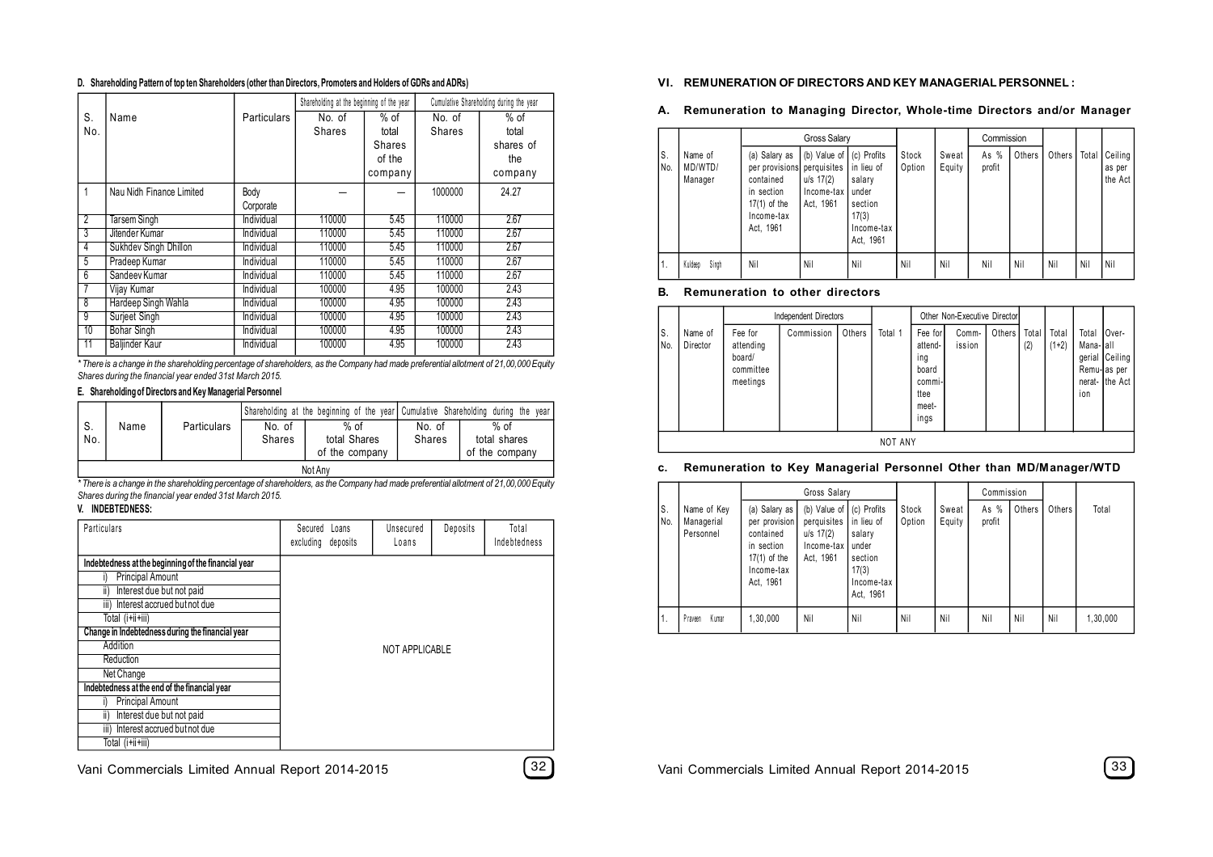### D. Shareholding Pattern of top ten Shareholders (other than Directors, Promoters and Holders of GDRs and ADRs)

| S. No. | Name | Particulars | Shareholding at the beginning of the year | | Cumulative Shareholding during the year | |
|---|---|---|---|---|---|---|
| | | | No. of Shares | % of total Shares of the company | No. of Shares | % of total shares of the company |
| 1 | Nau Nidh Finance Limited | Body Corporate | — | — | 1000000 | 24.27 |
| 2 | Tarsem Singh | Individual | 110000 | 5.45 | 110000 | 2.67 |
| 3 | Jitender Kumar | Individual | 110000 | 5.45 | 110000 | 2.67 |
| 4 | Sukhdev Singh Dhillon | Individual | 110000 | 5.45 | 110000 | 2.67 |
| 5 | Pradeep Kumar | Individual | 110000 | 5.45 | 110000 | 2.67 |
| 6 | Sandeev Kumar | Individual | 110000 | 5.45 | 110000 | 2.67 |
| 7 | Vijay Kumar | Individual | 100000 | 4.95 | 100000 | 2.43 |
| 8 | Hardeep Singh Wahla | Individual | 100000 | 4.95 | 100000 | 2.43 |
| 9 | Surjeet Singh | Individual | 100000 | 4.95 | 100000 | 2.43 |
| 10 | Bohar Singh | Individual | 100000 | 4.95 | 100000 | 2.43 |
| 11 | Baljinder Kaur | Individual | 100000 | 4.95 | 100000 | 2.43 |

*\* There is a change in the shareholding percentage of shareholders, as the Company had made preferential allotment of 21,00,000 Equity Shares during the financial year ended 31st March 2015.*

### E. Shareholding of Directors and Key Managerial Personnel

| S. No. | Name | Particulars | Shareholding at the beginning of the year | | Cumulative Shareholding during the year | |
|---|---|---|---|---|---|---|
| | | | No. of Shares | % of total Shares of the company | No. of Shares | % of total shares of the company |
| Not Any | | | | | | |

*\* There is a change in the shareholding percentage of shareholders, as the Company had made preferential allotment of 21,00,000 Equity Shares during the financial year ended 31st March 2015.*

## V. INDEBTEDNESS:

| Particulars | Secured Loans excluding deposits | Unsecured Loans | Deposits | Total Indebtedness |
|---|---|---|---|---|
| **Indebtedness at the beginning of the financial year** | NOT APPLICABLE | | | |
| i) Principal Amount | | | | |
| ii) Interest due but not paid | | | | |
| iii) Interest accrued but not due | | | | |
| Total (i+ii+iii) | | | | |
| **Change in Indebtedness during the financial year** | | | | |
| Addition | | | | |
| Reduction | | | | |
| Net Change | | | | |
| **Indebtedness at the end of the financial year** | | | | |
| i) Principal Amount | | | | |
| ii) Interest due but not paid | | | | |
| iii) Interest accrued but not due | | | | |
| Total (i+ii+iii) | | | | |

## VI. REMUNERATION OF DIRECTORS AND KEY MANAGERIAL PERSONNEL :

### A. Remuneration to Managing Director, Whole-time Directors and/or Manager

| S. No. | Name of MD/WTD/ Manager | Gross Salary | | | Stock Option | Sweat Equity | Commission | | Others | Total | Ceiling as per the Act |
|---|---|---|---|---|---|---|---|---|---|---|---|
| | | (a) Salary as per provisions contained in section 17(1) of the Income-tax Act, 1961 | (b) Value of perquisites u/s 17(2) Income-tax Act, 1961 | (c) Profits in lieu of salary under section 17(3) Income-tax Act, 1961 | | | As % profit | Others | | | |
| 1. | Kuldeep Singh | Nil | Nil | Nil | Nil | Nil | Nil | Nil | Nil | Nil | Nil |

### B. Remuneration to other directors

| S. No. | Name of Director | Independent Directors | | | | Other Non-Executive Director | | | | Total (1+2) | Total Managerial Remuneration | Over-all Ceiling as per the Act |
|---|---|---|---|---|---|---|---|---|---|---|---|---|
| | | Fee for attending board/ committee meetings | Commission | Others | Total 1 | Fee for attending board committee meetings | Commission | Others | Total (2) | | | |
| NOT ANY | | | | | | | | | | | | |

### c. Remuneration to Key Managerial Personnel Other than MD/Manager/WTD

| S. No. | Name of Key Managerial Personnel | Gross Salary | | | Stock Option | Sweat Equity | Commission | | Others | Total |
|---|---|---|---|---|---|---|---|---|---|---|
| | | (a) Salary as per provision contained in section 17(1) of the Income-tax Act, 1961 | (b) Value of perquisites u/s 17(2) Income-tax Act, 1961 | (c) Profits in lieu of salary under section 17(3) Income-tax Act, 1961 | | | As % profit | Others | | |
| 1. | Praveen Kumar | 1,30,000 | Nil | Nil | Nil | Nil | Nil | Nil | Nil | 1,30,000 |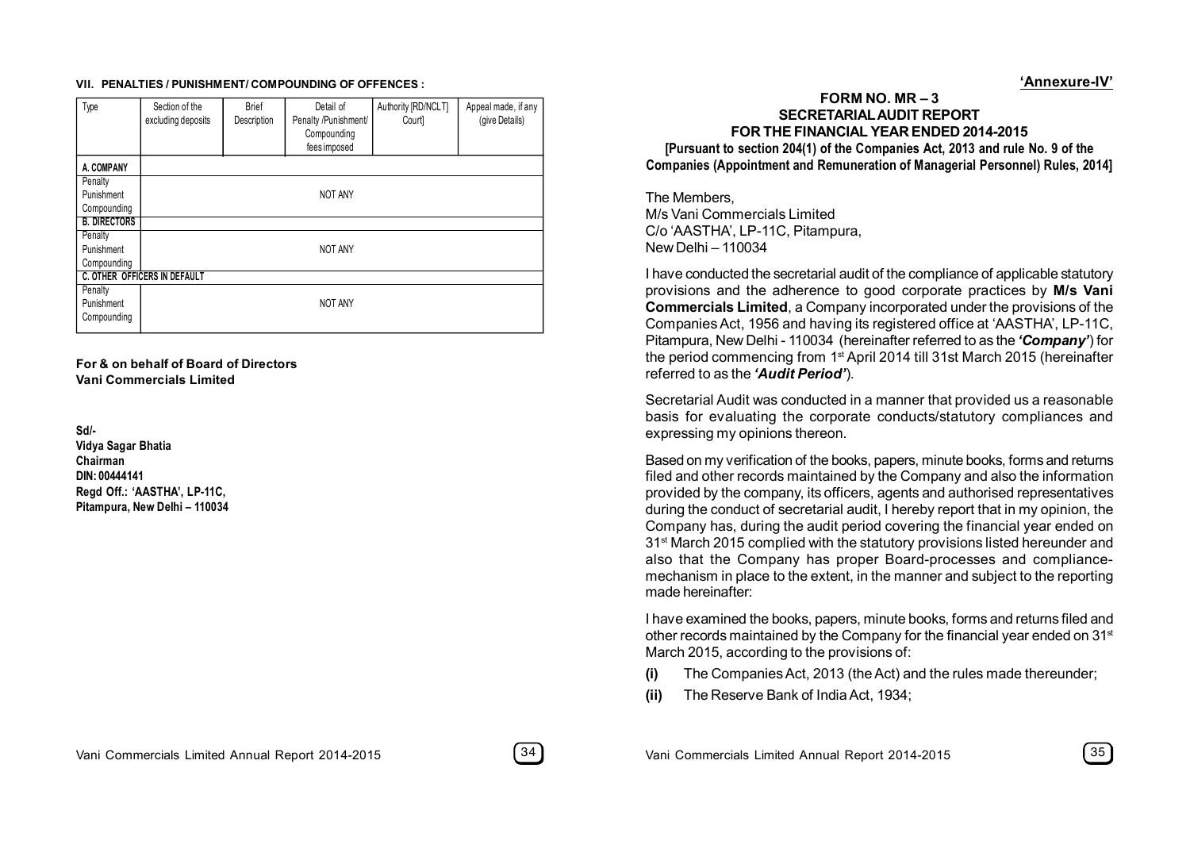### VII. PENALTIES / PUNISHMENT/ COMPOUNDING OF OFFENCES :

| Type | Section of the excluding deposits | Brief Description | Detail of Penalty /Punishment/ Compounding fees imposed | Authority [RD/NCLT] Court] | Appeal made, if any (give Details) |
|---|---|---|---|---|---|
| **A. COMPANY** | | | | | |
| Penalty<br>Punishment<br>Compounding | | | NOT ANY | | |
| **B. DIRECTORS** | | | | | |
| Penalty<br>Punishment<br>Compounding | | | NOT ANY | | |
| **C. OTHER OFFICERS IN DEFAULT** | | | | | |
| Penalty<br>Punishment<br>Compounding | | | NOT ANY | | |

**For & on behalf of Board of Directors**
**Vani Commercials Limited**

**Sd/-**
**Vidya Sagar Bhatia**
**Chairman**
**DIN: 00444141**
**Regd Off.: 'AASTHA', LP-11C,**
**Pitampura, New Delhi – 110034**

**'Annexure-IV'**

## FORM NO. MR – 3
## SECRETARIAL AUDIT REPORT
## FOR THE FINANCIAL YEAR ENDED 2014-2015

**[Pursuant to section 204(1) of the Companies Act, 2013 and rule No. 9 of the Companies (Appointment and Remuneration of Managerial Personnel) Rules, 2014]**

The Members,
M/s Vani Commercials Limited
C/o 'AASTHA', LP-11C, Pitampura,
New Delhi – 110034

I have conducted the secretarial audit of the compliance of applicable statutory provisions and the adherence to good corporate practices by **M/s Vani Commercials Limited**, a Company incorporated under the provisions of the Companies Act, 1956 and having its registered office at 'AASTHA', LP-11C, Pitampura, New Delhi - 110034 (hereinafter referred to as the ***'Company'***) for the period commencing from 1st April 2014 till 31st March 2015 (hereinafter referred to as the ***'Audit Period'***).

Secretarial Audit was conducted in a manner that provided us a reasonable basis for evaluating the corporate conducts/statutory compliances and expressing my opinions thereon.

Based on my verification of the books, papers, minute books, forms and returns filed and other records maintained by the Company and also the information provided by the company, its officers, agents and authorised representatives during the conduct of secretarial audit, I hereby report that in my opinion, the Company has, during the audit period covering the financial year ended on 31st March 2015 complied with the statutory provisions listed hereunder and also that the Company has proper Board-processes and compliance-mechanism in place to the extent, in the manner and subject to the reporting made hereinafter:

I have examined the books, papers, minute books, forms and returns filed and other records maintained by the Company for the financial year ended on 31st March 2015, according to the provisions of:

**(i)** The Companies Act, 2013 (the Act) and the rules made thereunder;

**(ii)** The Reserve Bank of India Act, 1934;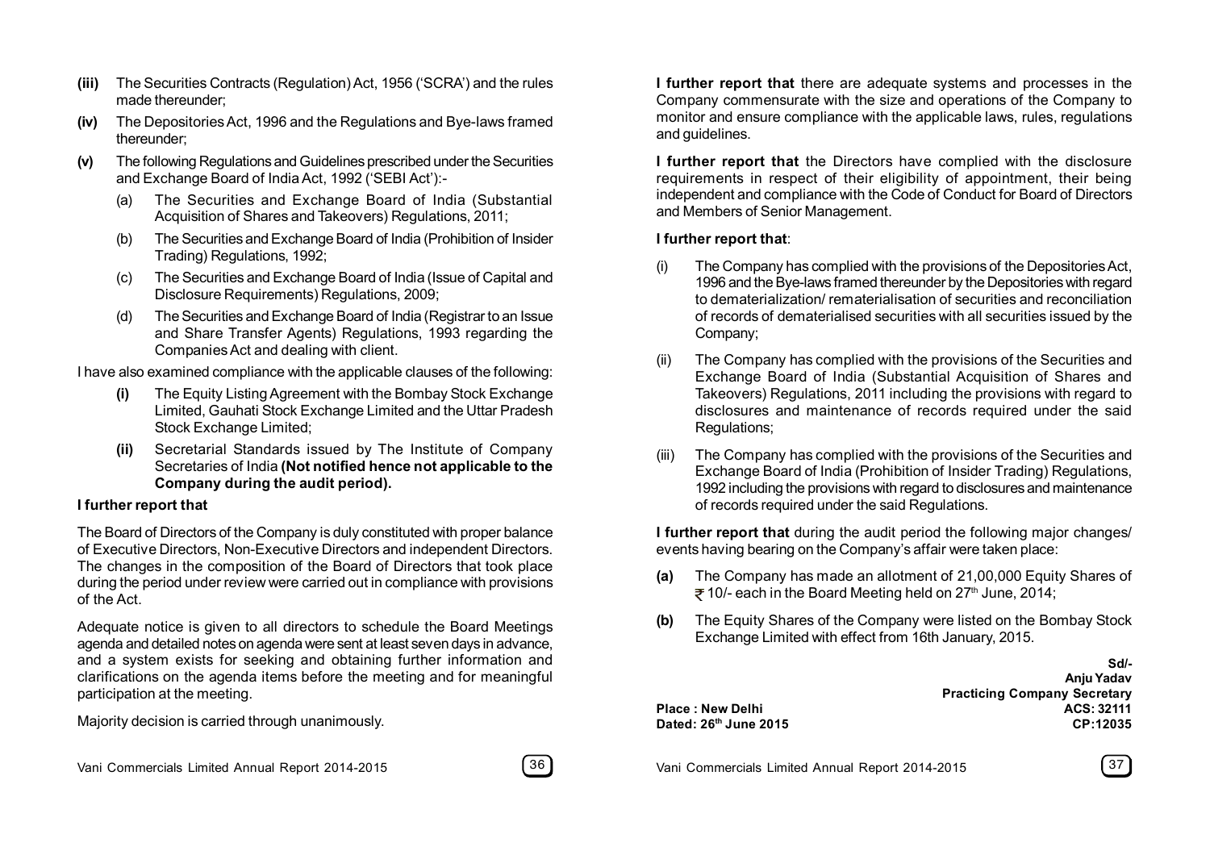**(iii)** The Securities Contracts (Regulation) Act, 1956 ('SCRA') and the rules made thereunder;

**(iv)** The Depositories Act, 1996 and the Regulations and Bye-laws framed thereunder;

**(v)** The following Regulations and Guidelines prescribed under the Securities and Exchange Board of India Act, 1992 ('SEBI Act'):-

(a) The Securities and Exchange Board of India (Substantial Acquisition of Shares and Takeovers) Regulations, 2011;

(b) The Securities and Exchange Board of India (Prohibition of Insider Trading) Regulations, 1992;

(c) The Securities and Exchange Board of India (Issue of Capital and Disclosure Requirements) Regulations, 2009;

(d) The Securities and Exchange Board of India (Registrar to an Issue and Share Transfer Agents) Regulations, 1993 regarding the Companies Act and dealing with client.

I have also examined compliance with the applicable clauses of the following:

**(i)** The Equity Listing Agreement with the Bombay Stock Exchange Limited, Gauhati Stock Exchange Limited and the Uttar Pradesh Stock Exchange Limited;

**(ii)** Secretarial Standards issued by The Institute of Company Secretaries of India **(Not notified hence not applicable to the Company during the audit period).**

**I further report that**

The Board of Directors of the Company is duly constituted with proper balance of Executive Directors, Non-Executive Directors and independent Directors. The changes in the composition of the Board of Directors that took place during the period under review were carried out in compliance with provisions of the Act.

Adequate notice is given to all directors to schedule the Board Meetings agenda and detailed notes on agenda were sent at least seven days in advance, and a system exists for seeking and obtaining further information and clarifications on the agenda items before the meeting and for meaningful participation at the meeting.

Majority decision is carried through unanimously.

**I further report that** there are adequate systems and processes in the Company commensurate with the size and operations of the Company to monitor and ensure compliance with the applicable laws, rules, regulations and guidelines.

**I further report that** the Directors have complied with the disclosure requirements in respect of their eligibility of appointment, their being independent and compliance with the Code of Conduct for Board of Directors and Members of Senior Management.

**I further report that**:

(i) The Company has complied with the provisions of the Depositories Act, 1996 and the Bye-laws framed thereunder by the Depositories with regard to dematerialization/ rematerialisation of securities and reconciliation of records of dematerialised securities with all securities issued by the Company;

(ii) The Company has complied with the provisions of the Securities and Exchange Board of India (Substantial Acquisition of Shares and Takeovers) Regulations, 2011 including the provisions with regard to disclosures and maintenance of records required under the said Regulations;

(iii) The Company has complied with the provisions of the Securities and Exchange Board of India (Prohibition of Insider Trading) Regulations, 1992 including the provisions with regard to disclosures and maintenance of records required under the said Regulations.

**I further report that** during the audit period the following major changes/ events having bearing on the Company's affair were taken place:

**(a)** The Company has made an allotment of 21,00,000 Equity Shares of ₹ 10/- each in the Board Meeting held on 27th June, 2014;

**(b)** The Equity Shares of the Company were listed on the Bombay Stock Exchange Limited with effect from 16th January, 2015.

**Sd/-**
**Anju Yadav**
**Practicing Company Secretary**
**ACS: 32111**
**CP:12035**

**Place : New Delhi**
**Dated: 26th June 2015**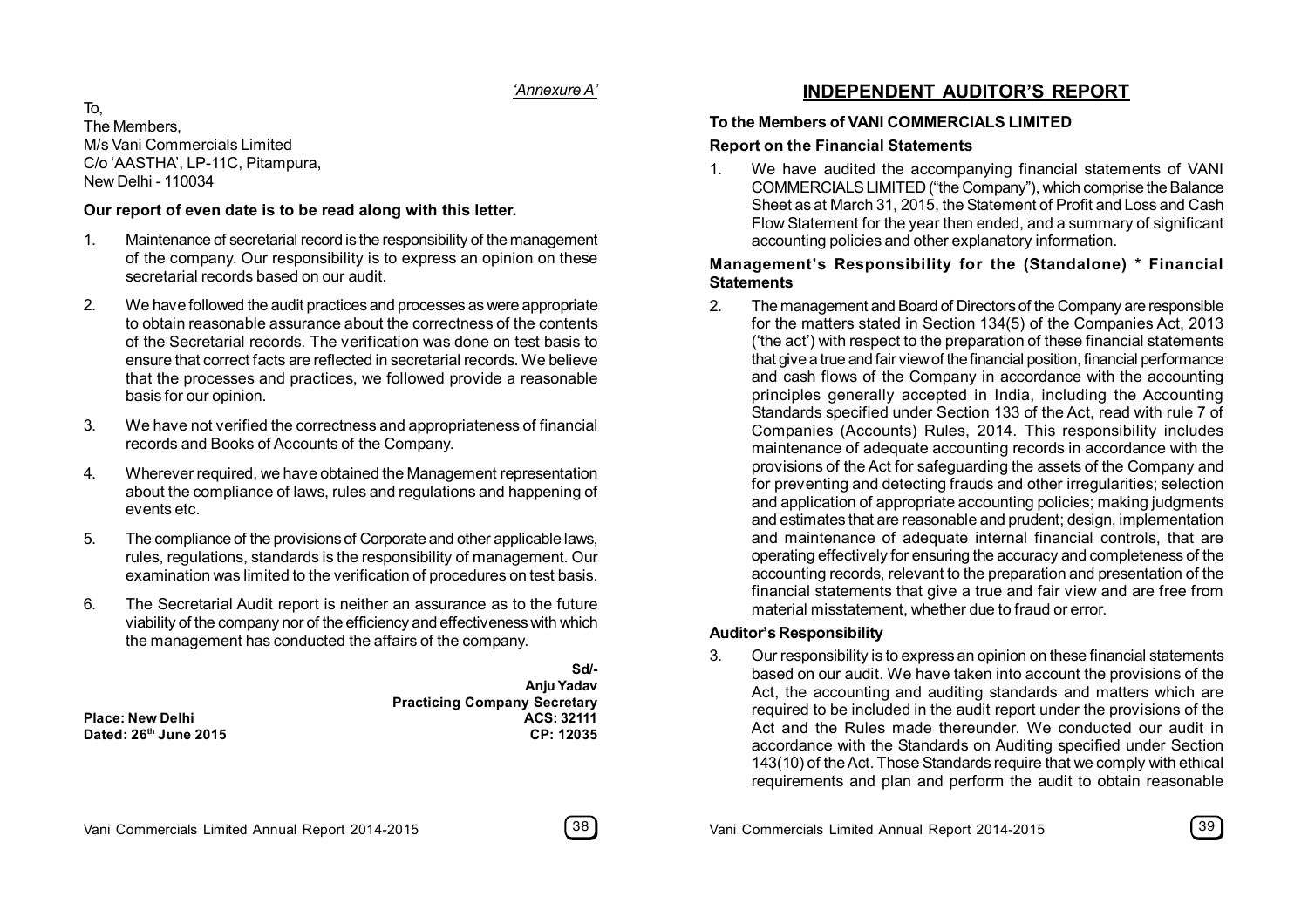*'Annexure A'*

To,
The Members,
M/s Vani Commercials Limited
C/o 'AASTHA', LP-11C, Pitampura,
New Delhi - 110034

**Our report of even date is to be read along with this letter.**

1. Maintenance of secretarial record is the responsibility of the management of the company. Our responsibility is to express an opinion on these secretarial records based on our audit.

2. We have followed the audit practices and processes as were appropriate to obtain reasonable assurance about the correctness of the contents of the Secretarial records. The verification was done on test basis to ensure that correct facts are reflected in secretarial records. We believe that the processes and practices, we followed provide a reasonable basis for our opinion.

3. We have not verified the correctness and appropriateness of financial records and Books of Accounts of the Company.

4. Wherever required, we have obtained the Management representation about the compliance of laws, rules and regulations and happening of events etc.

5. The compliance of the provisions of Corporate and other applicable laws, rules, regulations, standards is the responsibility of management. Our examination was limited to the verification of procedures on test basis.

6. The Secretarial Audit report is neither an assurance as to the future viability of the company nor of the efficiency and effectiveness with which the management has conducted the affairs of the company.

**Sd/-**
**Anju Yadav**
**Practicing Company Secretary**
**ACS: 32111**
**CP: 12035**

**Place: New Delhi**
**Dated: 26th June 2015**

## INDEPENDENT AUDITOR'S REPORT

**To the Members of VANI COMMERCIALS LIMITED**

**Report on the Financial Statements**

1. We have audited the accompanying financial statements of VANI COMMERCIALS LIMITED ("the Company"), which comprise the Balance Sheet as at March 31, 2015, the Statement of Profit and Loss and Cash Flow Statement for the year then ended, and a summary of significant accounting policies and other explanatory information.

**Management's Responsibility for the (Standalone) * Financial Statements**

2. The management and Board of Directors of the Company are responsible for the matters stated in Section 134(5) of the Companies Act, 2013 ('the act') with respect to the preparation of these financial statements that give a true and fair view of the financial position, financial performance and cash flows of the Company in accordance with the accounting principles generally accepted in India, including the Accounting Standards specified under Section 133 of the Act, read with rule 7 of Companies (Accounts) Rules, 2014. This responsibility includes maintenance of adequate accounting records in accordance with the provisions of the Act for safeguarding the assets of the Company and for preventing and detecting frauds and other irregularities; selection and application of appropriate accounting policies; making judgments and estimates that are reasonable and prudent; design, implementation and maintenance of adequate internal financial controls, that are operating effectively for ensuring the accuracy and completeness of the accounting records, relevant to the preparation and presentation of the financial statements that give a true and fair view and are free from material misstatement, whether due to fraud or error.

**Auditor's Responsibility**

3. Our responsibility is to express an opinion on these financial statements based on our audit. We have taken into account the provisions of the Act, the accounting and auditing standards and matters which are required to be included in the audit report under the provisions of the Act and the Rules made thereunder. We conducted our audit in accordance with the Standards on Auditing specified under Section 143(10) of the Act. Those Standards require that we comply with ethical requirements and plan and perform the audit to obtain reasonable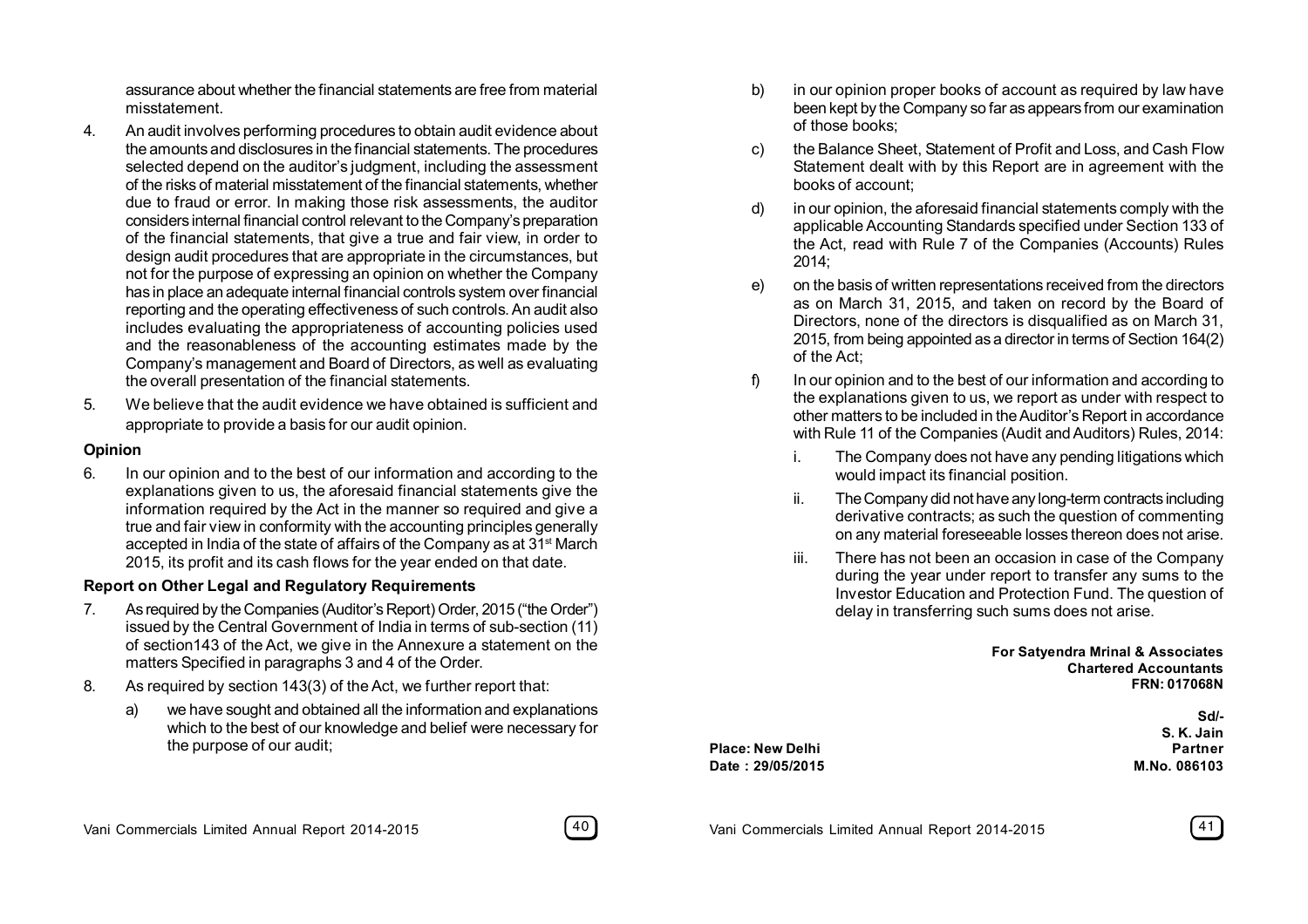assurance about whether the financial statements are free from material misstatement.

4. An audit involves performing procedures to obtain audit evidence about the amounts and disclosures in the financial statements. The procedures selected depend on the auditor's judgment, including the assessment of the risks of material misstatement of the financial statements, whether due to fraud or error. In making those risk assessments, the auditor considers internal financial control relevant to the Company's preparation of the financial statements, that give a true and fair view, in order to design audit procedures that are appropriate in the circumstances, but not for the purpose of expressing an opinion on whether the Company has in place an adequate internal financial controls system over financial reporting and the operating effectiveness of such controls. An audit also includes evaluating the appropriateness of accounting policies used and the reasonableness of the accounting estimates made by the Company's management and Board of Directors, as well as evaluating the overall presentation of the financial statements.

5. We believe that the audit evidence we have obtained is sufficient and appropriate to provide a basis for our audit opinion.

**Opinion**

6. In our opinion and to the best of our information and according to the explanations given to us, the aforesaid financial statements give the information required by the Act in the manner so required and give a true and fair view in conformity with the accounting principles generally accepted in India of the state of affairs of the Company as at 31st March 2015, its profit and its cash flows for the year ended on that date.

**Report on Other Legal and Regulatory Requirements**

7. As required by the Companies (Auditor's Report) Order, 2015 ("the Order") issued by the Central Government of India in terms of sub-section (11) of section143 of the Act, we give in the Annexure a statement on the matters Specified in paragraphs 3 and 4 of the Order.

8. As required by section 143(3) of the Act, we further report that:

   a) we have sought and obtained all the information and explanations which to the best of our knowledge and belief were necessary for the purpose of our audit;

   b) in our opinion proper books of account as required by law have been kept by the Company so far as appears from our examination of those books;

   c) the Balance Sheet, Statement of Profit and Loss, and Cash Flow Statement dealt with by this Report are in agreement with the books of account;

   d) in our opinion, the aforesaid financial statements comply with the applicable Accounting Standards specified under Section 133 of the Act, read with Rule 7 of the Companies (Accounts) Rules 2014;

   e) on the basis of written representations received from the directors as on March 31, 2015, and taken on record by the Board of Directors, none of the directors is disqualified as on March 31, 2015, from being appointed as a director in terms of Section 164(2) of the Act;

   f) In our opinion and to the best of our information and according to the explanations given to us, we report as under with respect to other matters to be included in the Auditor's Report in accordance with Rule 11 of the Companies (Audit and Auditors) Rules, 2014:

      i. The Company does not have any pending litigations which would impact its financial position.

      ii. The Company did not have any long-term contracts including derivative contracts; as such the question of commenting on any material foreseeable losses thereon does not arise.

      iii. There has not been an occasion in case of the Company during the year under report to transfer any sums to the Investor Education and Protection Fund. The question of delay in transferring such sums does not arise.

**For Satyendra Mrinal & Associates**
**Chartered Accountants**
**FRN: 017068N**

**Sd/-**
**S. K. Jain**
**Partner**
**M.No. 086103**

**Place: New Delhi**
**Date : 29/05/2015**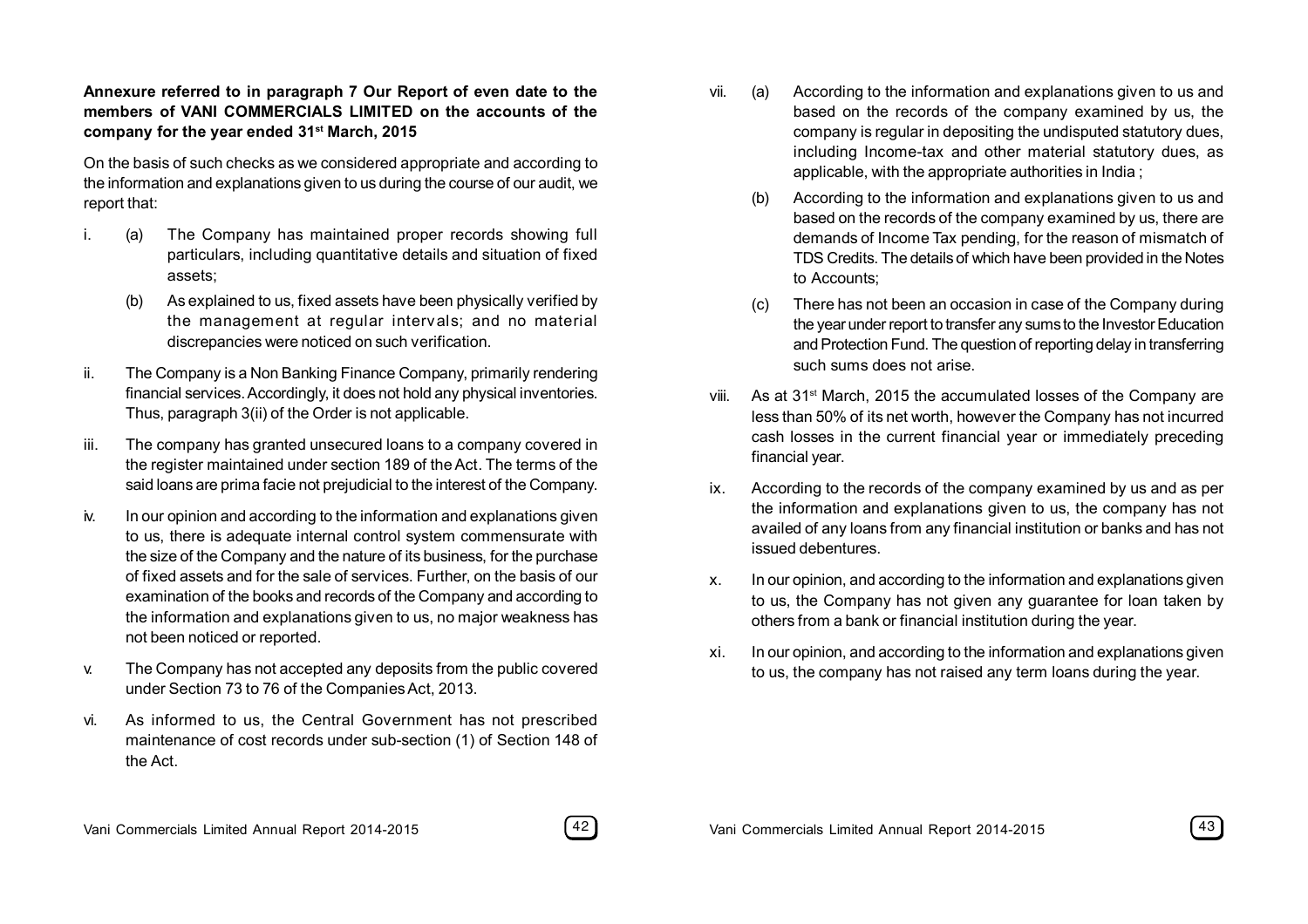**Annexure referred to in paragraph 7 Our Report of even date to the members of VANI COMMERCIALS LIMITED on the accounts of the company for the year ended 31st March, 2015**

On the basis of such checks as we considered appropriate and according to the information and explanations given to us during the course of our audit, we report that:

i. (a) The Company has maintained proper records showing full particulars, including quantitative details and situation of fixed assets;

   (b) As explained to us, fixed assets have been physically verified by the management at regular intervals; and no material discrepancies were noticed on such verification.

ii. The Company is a Non Banking Finance Company, primarily rendering financial services. Accordingly, it does not hold any physical inventories. Thus, paragraph 3(ii) of the Order is not applicable.

iii. The company has granted unsecured loans to a company covered in the register maintained under section 189 of the Act. The terms of the said loans are prima facie not prejudicial to the interest of the Company.

iv. In our opinion and according to the information and explanations given to us, there is adequate internal control system commensurate with the size of the Company and the nature of its business, for the purchase of fixed assets and for the sale of services. Further, on the basis of our examination of the books and records of the Company and according to the information and explanations given to us, no major weakness has not been noticed or reported.

v. The Company has not accepted any deposits from the public covered under Section 73 to 76 of the Companies Act, 2013.

vi. As informed to us, the Central Government has not prescribed maintenance of cost records under sub-section (1) of Section 148 of the Act.

vii. (a) According to the information and explanations given to us and based on the records of the company examined by us, the company is regular in depositing the undisputed statutory dues, including Income-tax and other material statutory dues, as applicable, with the appropriate authorities in India ;

   (b) According to the information and explanations given to us and based on the records of the company examined by us, there are demands of Income Tax pending, for the reason of mismatch of TDS Credits. The details of which have been provided in the Notes to Accounts;

   (c) There has not been an occasion in case of the Company during the year under report to transfer any sums to the Investor Education and Protection Fund. The question of reporting delay in transferring such sums does not arise.

viii. As at 31st March, 2015 the accumulated losses of the Company are less than 50% of its net worth, however the Company has not incurred cash losses in the current financial year or immediately preceding financial year.

ix. According to the records of the company examined by us and as per the information and explanations given to us, the company has not availed of any loans from any financial institution or banks and has not issued debentures.

x. In our opinion, and according to the information and explanations given to us, the Company has not given any guarantee for loan taken by others from a bank or financial institution during the year.

xi. In our opinion, and according to the information and explanations given to us, the company has not raised any term loans during the year.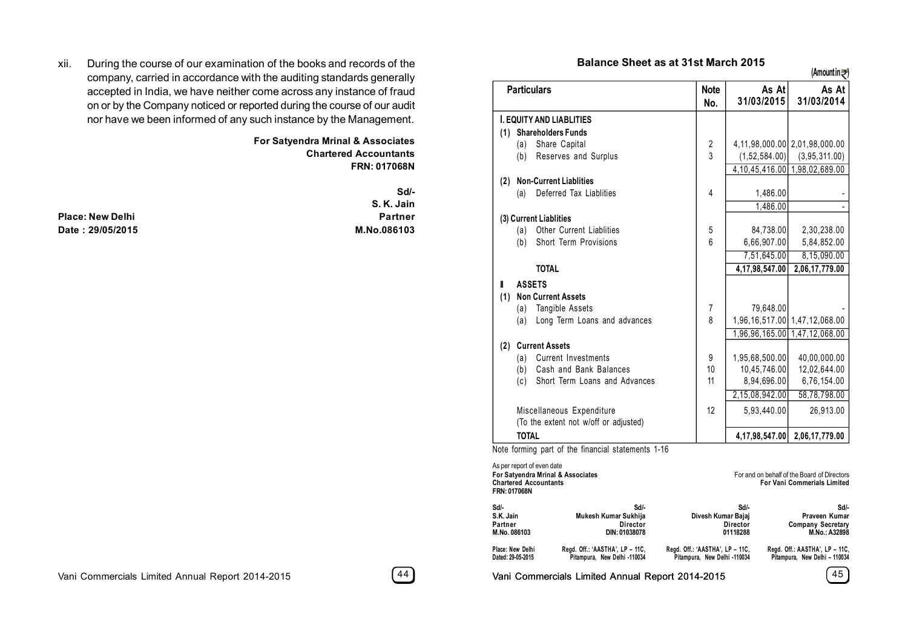xii. During the course of our examination of the books and records of the company, carried in accordance with the auditing standards generally accepted in India, we have neither come across any instance of fraud on or by the Company noticed or reported during the course of our audit nor have we been informed of any such instance by the Management.

**For Satyendra Mrinal & Associates**
**Chartered Accountants**
**FRN: 017068N**

**Sd/-**
**S. K. Jain**
**Partner**
**M.No.086103**

**Place: New Delhi**
**Date : 29/05/2015**

## Balance Sheet as at 31st March 2015

(Amount in ₹)

| Particulars | Note No. | As At 31/03/2015 | As At 31/03/2014 |
|---|---|---|---|
| **I. EQUITY AND LIABLITIES** | | | |
| **(1) Shareholders Funds** | | | |
| (a) Share Capital | 2 | 4,11,98,000.00 | 2,01,98,000.00 |
| (b) Reserves and Surplus | 3 | (1,52,584.00) | (3,95,311.00) |
| | | 4,10,45,416.00 | 1,98,02,689.00 |
| **(2) Non-Current Liablities** | | | |
| (a) Deferred Tax Liablities | 4 | 1,486.00 | - |
| | | 1,486.00 | - |
| **(3) Current Liablities** | | | |
| (a) Other Current Liablities | 5 | 84,738.00 | 2,30,238.00 |
| (b) Short Term Provisions | 6 | 6,66,907.00 | 5,84,852.00 |
| | | 7,51,645.00 | 8,15,090.00 |
| **TOTAL** | | **4,17,98,547.00** | **2,06,17,779.00** |
| **II ASSETS** | | | |
| **(1) Non Current Assets** | | | |
| (a) Tangible Assets | 7 | 79,648.00 | - |
| (a) Long Term Loans and advances | 8 | 1,96,16,517.00 | 1,47,12,068.00 |
| | | 1,96,96,165.00 | 1,47,12,068.00 |
| **(2) Current Assets** | | | |
| (a) Current Investments | 9 | 1,95,68,500.00 | 40,00,000.00 |
| (b) Cash and Bank Balances | 10 | 10,45,746.00 | 12,02,644.00 |
| (c) Short Term Loans and Advances | 11 | 8,94,696.00 | 6,76,154.00 |
| | | 2,15,08,942.00 | 58,78,798.00 |
| Miscellaneous Expenditure (To the extent not w/off or adjusted) | 12 | 5,93,440.00 | 26,913.00 |
| **TOTAL** | | **4,17,98,547.00** | **2,06,17,779.00** |

Note forming part of the financial statements 1-16

As per report of even date
**For Satyendra Mrinal & Associates**
**Chartered Accountants**
**FRN: 017068N**

For and on behalf of the Board of Directors
**For Vani Commerials Limited**

| | | | |
|---|---|---|---|
| **Sd/-** | **Sd/-** | **Sd/-** | **Sd/-** |
| **S.K. Jain** | **Mukesh Kumar Sukhija** | **Divesh Kumar Bajaj** | **Praveen Kumar** |
| **Partner** | **Director** | **Director** | **Company Secretary** |
| **M.No. 086103** | **DIN: 01038078** | **01118288** | **M.No.: A32898** |
| **Place: New Delhi** | **Regd. Off.: 'AASTHA', LP – 11C,** | **Regd. Off.: 'AASTHA', LP – 11C,** | **Regd. Off.: AASTHA', LP – 11C,** |
| **Dated: 29-05-2015** | **Pitampura, New Delhi -110034** | **Pitampura, New Delhi -110034** | **Pitampura, New Delhi – 110034** |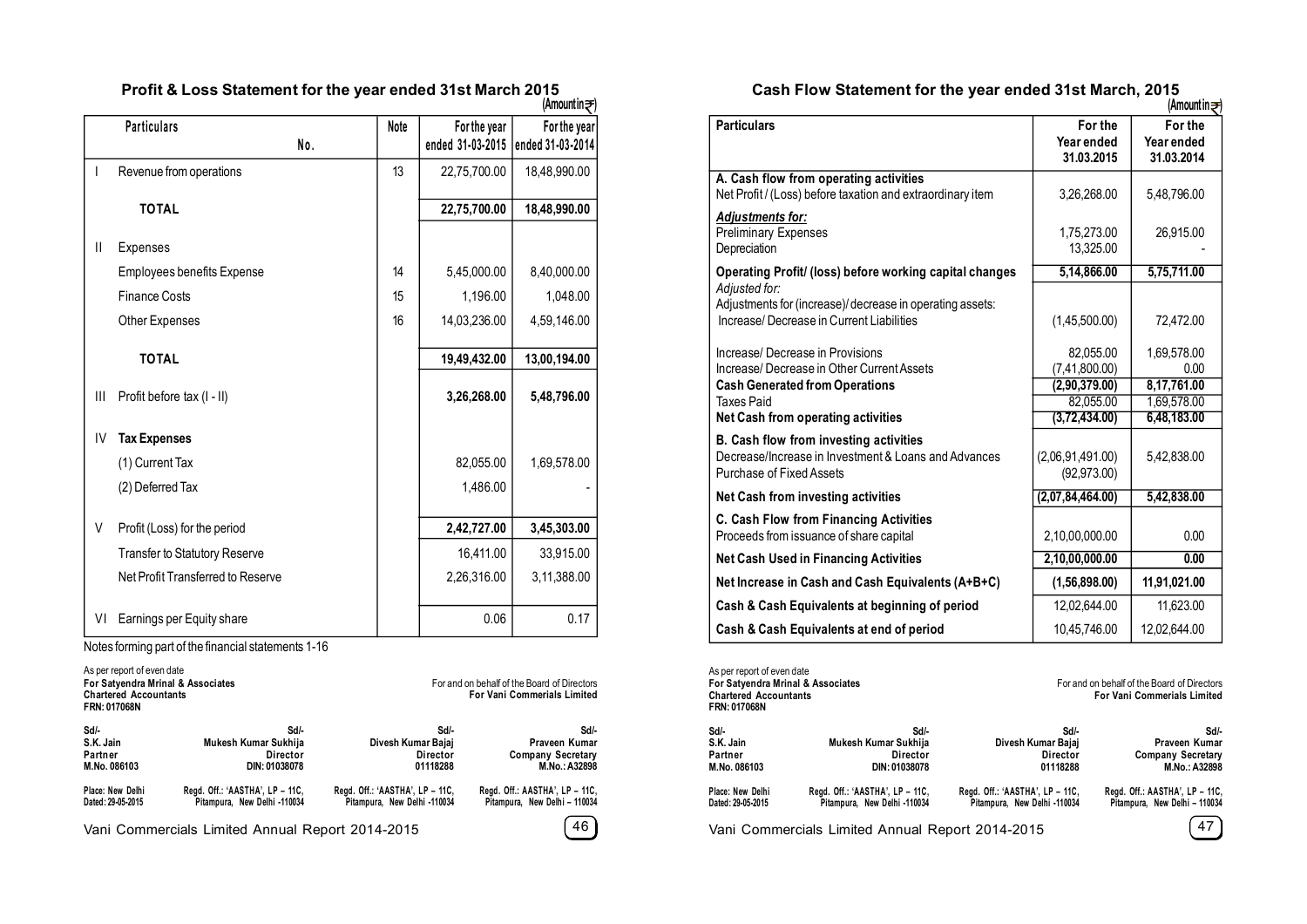## Profit & Loss Statement for the year ended 31st March 2015

(Amount in ₹)

| | Particulars No. | Note | For the year ended 31-03-2015 | For the year ended 31-03-2014 |
|---|---|---|---|---|
| I | Revenue from operations | 13 | 22,75,700.00 | 18,48,990.00 |
| | **TOTAL** | | **22,75,700.00** | **18,48,990.00** |
| II | Expenses | | | |
| | Employees benefits Expense | 14 | 5,45,000.00 | 8,40,000.00 |
| | Finance Costs | 15 | 1,196.00 | 1,048.00 |
| | Other Expenses | 16 | 14,03,236.00 | 4,59,146.00 |
| | **TOTAL** | | **19,49,432.00** | **13,00,194.00** |
| III | Profit before tax (I - II) | | **3,26,268.00** | **5,48,796.00** |
| IV | **Tax Expenses** | | | |
| | (1) Current Tax | | 82,055.00 | 1,69,578.00 |
| | (2) Deferred Tax | | 1,486.00 | - |
| V | Profit (Loss) for the period | | **2,42,727.00** | **3,45,303.00** |
| | Transfer to Statutory Reserve | | 16,411.00 | 33,915.00 |
| | Net Profit Transferred to Reserve | | 2,26,316.00 | 3,11,388.00 |
| VI | Earnings per Equity share | | 0.06 | 0.17 |

Notes forming part of the financial statements 1-16

As per report of even date
**For Satyendra Mrinal & Associates**
**Chartered Accountants**
**FRN: 017068N**

For and on behalf of the Board of Directors
**For Vani Commerials Limited**

| Sd/- | Sd/- | Sd/- | Sd/- |
|---|---|---|---|
| **S.K. Jain** | **Mukesh Kumar Sukhija** | **Divesh Kumar Bajaj** | **Praveen Kumar** |
| **Partner** | **Director** | **Director** | **Company Secretary** |
| **M.No. 086103** | **DIN: 01038078** | **01118288** | **M.No.: A32898** |
| Place: New Delhi | Regd. Off.: 'AASTHA', LP – 11C, | Regd. Off.: 'AASTHA', LP – 11C, | Regd. Off.: AASTHA', LP – 11C, |
| Dated: 29-05-2015 | Pitampura, New Delhi -110034 | Pitampura, New Delhi -110034 | Pitampura, New Delhi – 110034 |

## Cash Flow Statement for the year ended 31st March, 2015

(Amount in ₹)

| Particulars | For the Year ended 31.03.2015 | For the Year ended 31.03.2014 |
|---|---|---|
| **A. Cash flow from operating activities** | | |
| Net Profit / (Loss) before taxation and extraordinary item | 3,26,268.00 | 5,48,796.00 |
| ***Adjustments for:*** | | |
| Preliminary Expenses | 1,75,273.00 | 26,915.00 |
| Depreciation | 13,325.00 | - |
| **Operating Profit/ (loss) before working capital changes** | **5,14,866.00** | **5,75,711.00** |
| *Adjusted for:* | | |
| Adjustments for (increase)/ decrease in operating assets: | | |
| Increase/ Decrease in Current Liabilities | (1,45,500.00) | 72,472.00 |
| Increase/ Decrease in Provisions | 82,055.00 | 1,69,578.00 |
| Increase/ Decrease in Other Current Assets | (7,41,800.00) | 0.00 |
| **Cash Generated from Operations** | **(2,90,379.00)** | **8,17,761.00** |
| Taxes Paid | 82,055.00 | 1,69,578.00 |
| **Net Cash from operating activities** | **(3,72,434.00)** | **6,48,183.00** |
| **B. Cash flow from investing activities** | | |
| Decrease/Increase in Investment & Loans and Advances | (2,06,91,491.00) | 5,42,838.00 |
| Purchase of Fixed Assets | (92,973.00) | |
| **Net Cash from investing activities** | **(2,07,84,464.00)** | **5,42,838.00** |
| **C. Cash Flow from Financing Activities** | | |
| Proceeds from issuance of share capital | 2,10,00,000.00 | 0.00 |
| **Net Cash Used in Financing Activities** | **2,10,00,000.00** | **0.00** |
| **Net Increase in Cash and Cash Equivalents (A+B+C)** | **(1,56,898.00)** | **11,91,021.00** |
| **Cash & Cash Equivalents at beginning of period** | 12,02,644.00 | 11,623.00 |
| **Cash & Cash Equivalents at end of period** | 10,45,746.00 | 12,02,644.00 |

As per report of even date
**For Satyendra Mrinal & Associates**
**Chartered Accountants**
**FRN: 017068N**

For and on behalf of the Board of Directors
**For Vani Commerials Limited**

| Sd/- | Sd/- | Sd/- | Sd/- |
|---|---|---|---|
| **S.K. Jain** | **Mukesh Kumar Sukhija** | **Divesh Kumar Bajaj** | **Praveen Kumar** |
| **Partner** | **Director** | **Director** | **Company Secretary** |
| **M.No. 086103** | **DIN: 01038078** | **01118288** | **M.No.: A32898** |
| Place: New Delhi | Regd. Off.: 'AASTHA', LP – 11C, | Regd. Off.: 'AASTHA', LP – 11C, | Regd. Off.: AASTHA', LP – 11C, |
| Dated: 29-05-2015 | Pitampura, New Delhi -110034 | Pitampura, New Delhi -110034 | Pitampura, New Delhi – 110034 |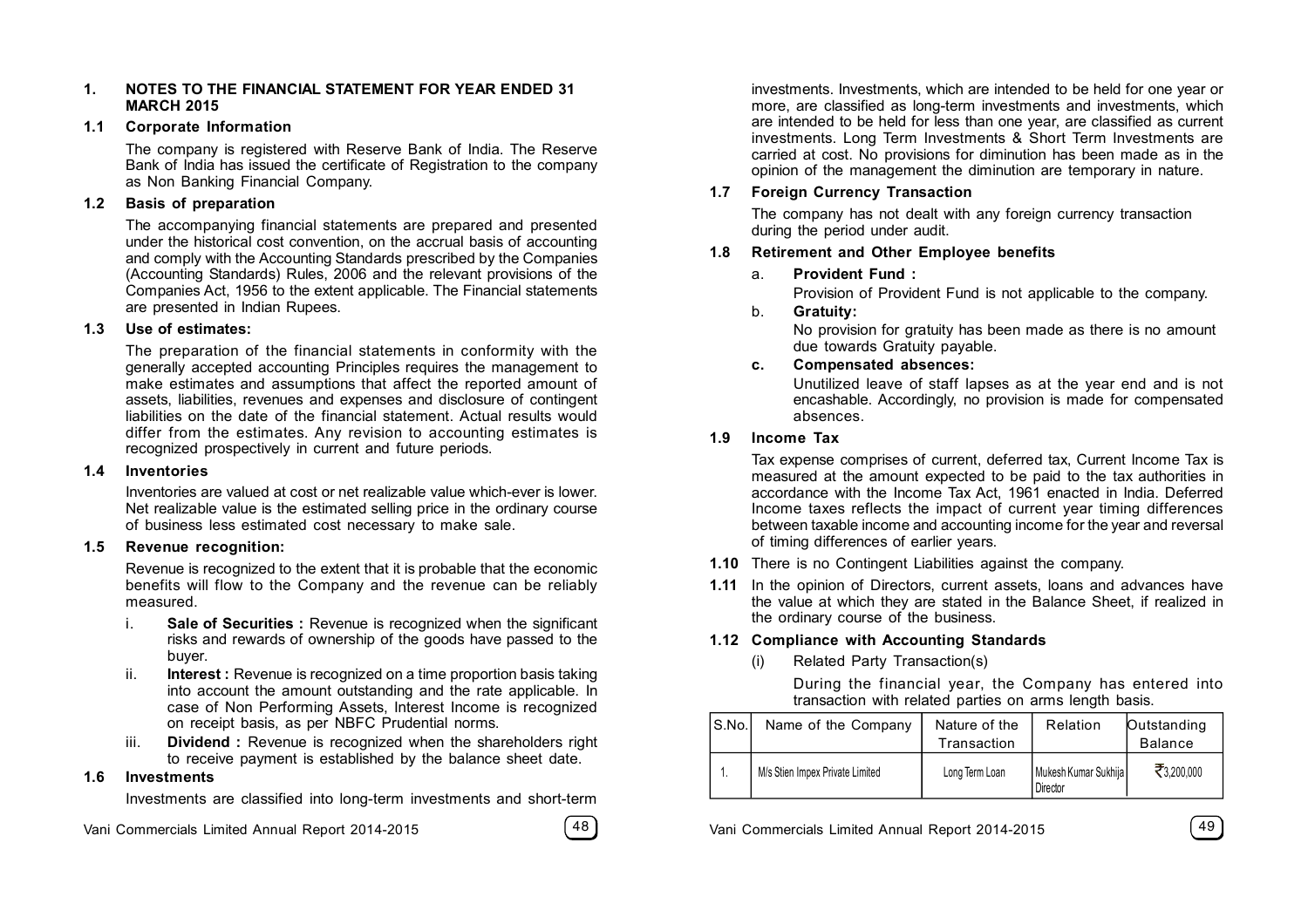## 1. NOTES TO THE FINANCIAL STATEMENT FOR YEAR ENDED 31 MARCH 2015

### 1.1 Corporate Information

The company is registered with Reserve Bank of India. The Reserve Bank of India has issued the certificate of Registration to the company as Non Banking Financial Company.

### 1.2 Basis of preparation

The accompanying financial statements are prepared and presented under the historical cost convention, on the accrual basis of accounting and comply with the Accounting Standards prescribed by the Companies (Accounting Standards) Rules, 2006 and the relevant provisions of the Companies Act, 1956 to the extent applicable. The Financial statements are presented in Indian Rupees.

### 1.3 Use of estimates:

The preparation of the financial statements in conformity with the generally accepted accounting Principles requires the management to make estimates and assumptions that affect the reported amount of assets, liabilities, revenues and expenses and disclosure of contingent liabilities on the date of the financial statement. Actual results would differ from the estimates. Any revision to accounting estimates is recognized prospectively in current and future periods.

### 1.4 Inventories

Inventories are valued at cost or net realizable value which-ever is lower. Net realizable value is the estimated selling price in the ordinary course of business less estimated cost necessary to make sale.

### 1.5 Revenue recognition:

Revenue is recognized to the extent that it is probable that the economic benefits will flow to the Company and the revenue can be reliably measured.

i. **Sale of Securities :** Revenue is recognized when the significant risks and rewards of ownership of the goods have passed to the buyer.

ii. **Interest :** Revenue is recognized on a time proportion basis taking into account the amount outstanding and the rate applicable. In case of Non Performing Assets, Interest Income is recognized on receipt basis, as per NBFC Prudential norms.

iii. **Dividend :** Revenue is recognized when the shareholders right to receive payment is established by the balance sheet date.

### 1.6 Investments

Investments are classified into long-term investments and short-term investments. Investments, which are intended to be held for one year or more, are classified as long-term investments and investments, which are intended to be held for less than one year, are classified as current investments. Long Term Investments & Short Term Investments are carried at cost. No provisions for diminution has been made as in the opinion of the management the diminution are temporary in nature.

### 1.7 Foreign Currency Transaction

The company has not dealt with any foreign currency transaction during the period under audit.

### 1.8 Retirement and Other Employee benefits

a. **Provident Fund :**

Provision of Provident Fund is not applicable to the company.

b. **Gratuity:**

No provision for gratuity has been made as there is no amount due towards Gratuity payable.

c. **Compensated absences:**

Unutilized leave of staff lapses as at the year end and is not encashable. Accordingly, no provision is made for compensated absences.

### 1.9 Income Tax

Tax expense comprises of current, deferred tax, Current Income Tax is measured at the amount expected to be paid to the tax authorities in accordance with the Income Tax Act, 1961 enacted in India. Deferred Income taxes reflects the impact of current year timing differences between taxable income and accounting income for the year and reversal of timing differences of earlier years.

**1.10** There is no Contingent Liabilities against the company.

**1.11** In the opinion of Directors, current assets, loans and advances have the value at which they are stated in the Balance Sheet, if realized in the ordinary course of the business.

### 1.12 Compliance with Accounting Standards

(i) Related Party Transaction(s)

During the financial year, the Company has entered into transaction with related parties on arms length basis.

| S.No. | Name of the Company | Nature of the Transaction | Relation | Outstanding Balance |
|---|---|---|---|---|
| 1. | M/s Stien Impex Private Limited | Long Term Loan | Mukesh Kumar Sukhija Director | ₹3,200,000 |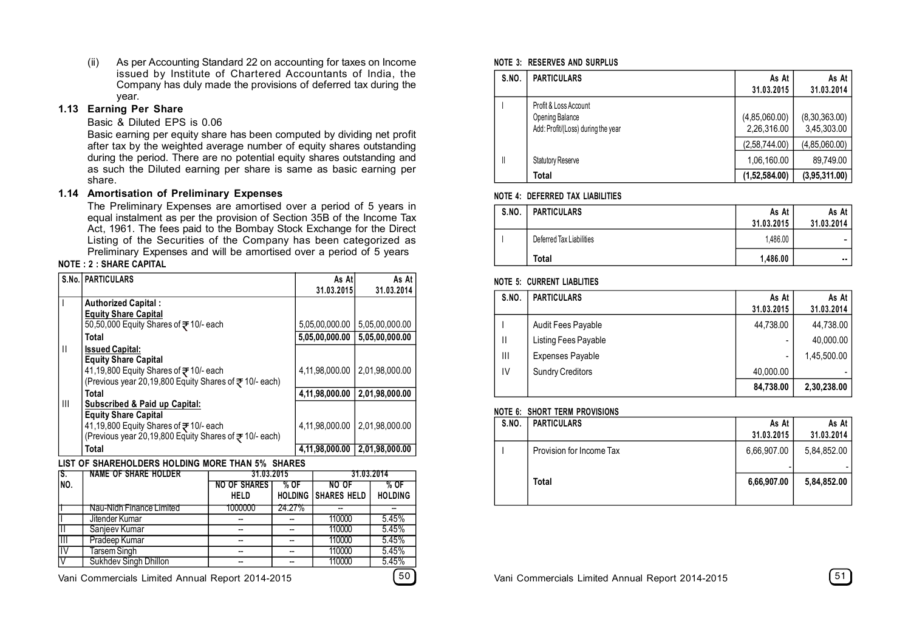(ii) As per Accounting Standard 22 on accounting for taxes on Income issued by Institute of Chartered Accountants of India, the Company has duly made the provisions of deferred tax during the year.

### 1.13 Earning Per Share

Basic & Diluted EPS is 0.06

Basic earning per equity share has been computed by dividing net profit after tax by the weighted average number of equity shares outstanding during the period. There are no potential equity shares outstanding and as such the Diluted earning per share is same as basic earning per share.

### 1.14 Amortisation of Preliminary Expenses

The Preliminary Expenses are amortised over a period of 5 years in equal instalment as per the provision of Section 35B of the Income Tax Act, 1961. The fees paid to the Bombay Stock Exchange for the Direct Listing of the Securities of the Company has been categorized as Preliminary Expenses and will be amortised over a period of 5 years

**NOTE : 2 : SHARE CAPITAL**

| S.No. | PARTICULARS | As At 31.03.2015 | As At 31.03.2014 |
|---|---|---|---|
| I | **Authorized Capital :** | | |
| | **Equity Share Capital** | | |
| | 50,50,000 Equity Shares of ₹ 10/- each | 5,05,00,000.00 | 5,05,00,000.00 |
| | **Total** | **5,05,00,000.00** | **5,05,00,000.00** |
| II | **Issued Capital:** | | |
| | **Equity Share Capital** | | |
| | 41,19,800 Equity Shares of ₹ 10/- each (Previous year 20,19,800 Equity Shares of ₹ 10/- each) | 4,11,98,000.00 | 2,01,98,000.00 |
| | **Total** | **4,11,98,000.00** | **2,01,98,000.00** |
| III | **Subscribed & Paid up Capital:** | | |
| | **Equity Share Capital** | | |
| | 41,19,800 Equity Shares of ₹ 10/- each (Previous year 20,19,800 Equity Shares of ₹ 10/- each) | 4,11,98,000.00 | 2,01,98,000.00 |
| | **Total** | **4,11,98,000.00** | **2,01,98,000.00** |

**LIST OF SHAREHOLDERS HOLDING MORE THAN 5% SHARES**

| S. NO. | NAME OF SHARE HOLDER | 31.03.2015 | | 31.03.2014 | |
|---|---|---|---|---|---|
| | | NO OF SHARES HELD | % OF HOLDING | NO OF SHARES HELD | % OF HOLDING |
| I | Nau-Nidh Finance Limited | 1000000 | 24.27% | -- | -- |
| I | Jitender Kumar | -- | -- | 110000 | 5.45% |
| II | Sanjeev Kumar | -- | -- | 110000 | 5.45% |
| III | Pradeep Kumar | -- | -- | 110000 | 5.45% |
| IV | Tarsem Singh | -- | -- | 110000 | 5.45% |
| V | Sukhdev Singh Dhillon | -- | -- | 110000 | 5.45% |

**NOTE 3: RESERVES AND SURPLUS**

| S.NO. | PARTICULARS | As At 31.03.2015 | As At 31.03.2014 |
|---|---|---|---|
| I | Profit & Loss Account | | |
| | Opening Balance | (4,85,060.00) | (8,30,363.00) |
| | Add: Profit/(Loss) during the year | 2,26,316.00 | 3,45,303.00 |
| | | (2,58,744.00) | (4,85,060.00) |
| II | Statutory Reserve | 1,06,160.00 | 89,749.00 |
| | **Total** | **(1,52,584.00)** | **(3,95,311.00)** |

**NOTE 4: DEFERRED TAX LIABILITIES**

| S.NO. | PARTICULARS | As At 31.03.2015 | As At 31.03.2014 |
|---|---|---|---|
| I | Deferred Tax Liabilities | 1,486.00 | - |
| | **Total** | **1,486.00** | **--** |

**NOTE 5: CURRENT LIABLITIES**

| S.NO. | PARTICULARS | As At 31.03.2015 | As At 31.03.2014 |
|---|---|---|---|
| I | Audit Fees Payable | 44,738.00 | 44,738.00 |
| II | Listing Fees Payable | - | 40,000.00 |
| III | Expenses Payable | - | 1,45,500.00 |
| IV | Sundry Creditors | 40,000.00 | - |
| | | **84,738.00** | **2,30,238.00** |

**NOTE 6: SHORT TERM PROVISIONS**

| S.NO. | PARTICULARS | As At 31.03.2015 | As At 31.03.2014 |
|---|---|---|---|
| I | Provision for Income Tax | 6,66,907.00 | 5,84,852.00 |
| | | - | - |
| | **Total** | **6,66,907.00** | **5,84,852.00** |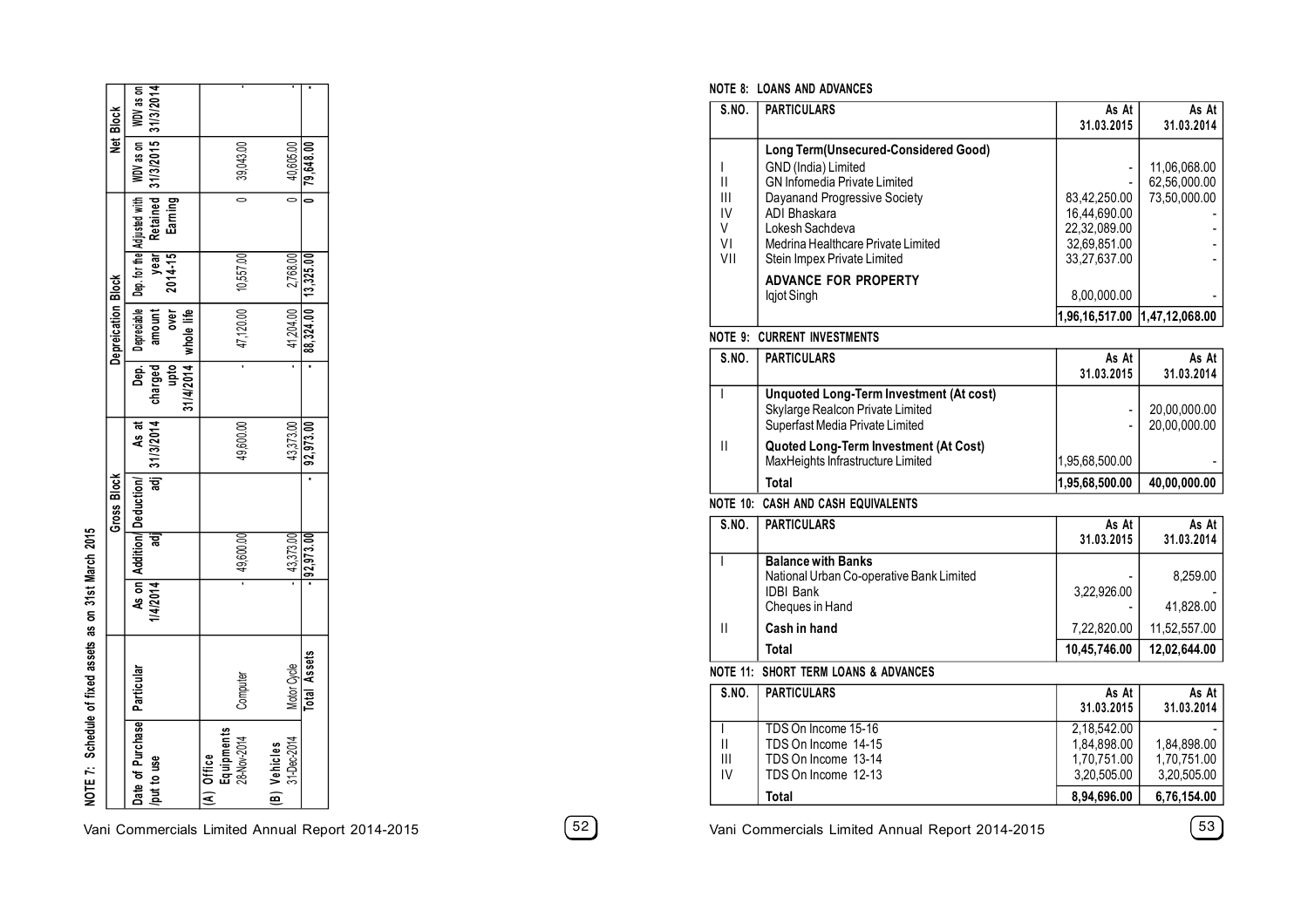## NOTE 7: Schedule of fixed assets as on 31st March 2015

| Date of Purchase /put to use | Particular | Gross Block | | | | Depreication Block | | | | Net Block | |
|---|---|---|---|---|---|---|---|---|---|---|---|
| | | As on 1/4/2014 | Addition/ adj | Deduction/ adj | As at 31/3/2014 | Dep. charged upto 31/4/2014 | Depreciable amount over whole life | Dep. for the year 2014-15 | Adjusted with Retained Earning | WDV as on 31/3/2015 | WDV as on 31/3/2014 |
| **(A) Office Equipments** 28-Nov-2014 | Computer | - | 49,600.00 | | 49,600.00 | - | 47,120.00 | 10,557.00 | 0 | 39,043.00 | - |
| **(B) Vehicles** 31-Dec-2014 | Motor Cycle | - | 43,373.00 | | 43,373.00 | - | 41,204.00 | 2,768.00 | 0 | 40,605.00 | - |
| | **Total Assets** | - | 92,973.00 | - | 92,973.00 | - | 88,324.00 | 13,325.00 | 0 | 79,648.00 | - |

## NOTE 8: LOANS AND ADVANCES

| S.NO. | PARTICULARS | As At 31.03.2015 | As At 31.03.2014 |
|---|---|---|---|
| | **Long Term(Unsecured-Considered Good)** | | |
| I | GND (India) Limited | - | 11,06,068.00 |
| II | GN Infomedia Private Limited | - | 62,56,000.00 |
| III | Dayanand Progressive Society | 83,42,250.00 | 73,50,000.00 |
| IV | ADI Bhaskara | 16,44,690.00 | - |
| V | Lokesh Sachdeva | 22,32,089.00 | - |
| VI | Medrina Healthcare Private Limited | 32,69,851.00 | - |
| VII | Stein Impex Private Limited | 33,27,637.00 | - |
| | **ADVANCE FOR PROPERTY** | | |
| | Iqjot Singh | 8,00,000.00 | - |
| | | **1,96,16,517.00** | **1,47,12,068.00** |

## NOTE 9: CURRENT INVESTMENTS

| S.NO. | PARTICULARS | As At 31.03.2015 | As At 31.03.2014 |
|---|---|---|---|
| I | **Unquoted Long-Term Investment (At cost)** | | |
| | Skylarge Realcon Private Limited | - | 20,00,000.00 |
| | Superfast Media Private Limited | - | 20,00,000.00 |
| II | **Quoted Long-Term Investment (At Cost)** | | |
| | MaxHeights Infrastructure Limited | 1,95,68,500.00 | - |
| | **Total** | **1,95,68,500.00** | **40,00,000.00** |

## NOTE 10: CASH AND CASH EQUIVALENTS

| S.NO. | PARTICULARS | As At 31.03.2015 | As At 31.03.2014 |
|---|---|---|---|
| I | **Balance with Banks** | | |
| | National Urban Co-operative Bank Limited | - | 8,259.00 |
| | IDBI Bank | 3,22,926.00 | - |
| | Cheques in Hand | - | 41,828.00 |
| II | **Cash in hand** | 7,22,820.00 | 11,52,557.00 |
| | **Total** | **10,45,746.00** | **12,02,644.00** |

## NOTE 11: SHORT TERM LOANS & ADVANCES

| S.NO. | PARTICULARS | As At 31.03.2015 | As At 31.03.2014 |
|---|---|---|---|
| I | TDS On Income 15-16 | 2,18,542.00 | - |
| II | TDS On Income 14-15 | 1,84,898.00 | 1,84,898.00 |
| III | TDS On Income 13-14 | 1,70,751.00 | 1,70,751.00 |
| IV | TDS On Income 12-13 | 3,20,505.00 | 3,20,505.00 |
| | **Total** | **8,94,696.00** | **6,76,154.00** |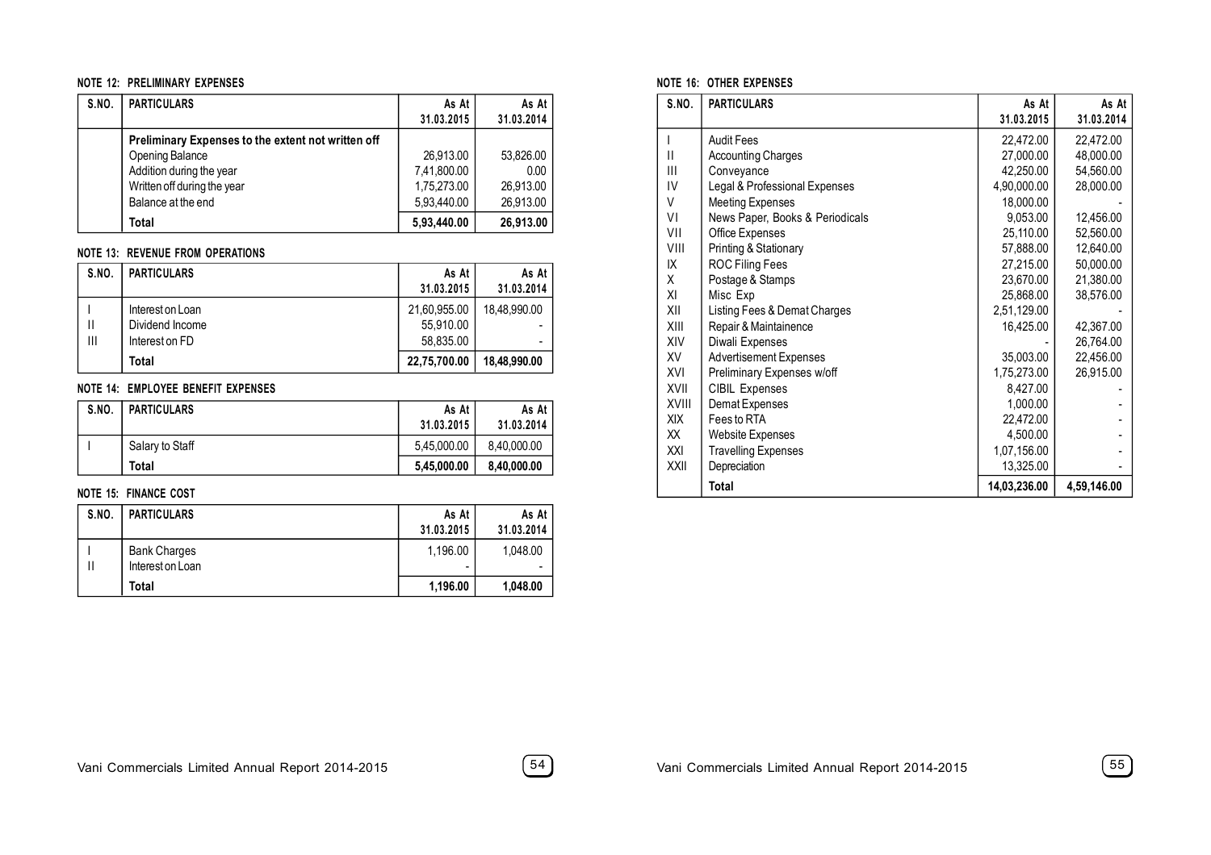### NOTE 12: PRELIMINARY EXPENSES

| S.NO. | PARTICULARS | As At 31.03.2015 | As At 31.03.2014 |
|---|---|---|---|
| | **Preliminary Expenses to the extent not written off** | | |
| | Opening Balance | 26,913.00 | 53,826.00 |
| | Addition during the year | 7,41,800.00 | 0.00 |
| | Written off during the year | 1,75,273.00 | 26,913.00 |
| | Balance at the end | 5,93,440.00 | 26,913.00 |
| | **Total** | **5,93,440.00** | **26,913.00** |

### NOTE 13: REVENUE FROM OPERATIONS

| S.NO. | PARTICULARS | As At 31.03.2015 | As At 31.03.2014 |
|---|---|---|---|
| I | Interest on Loan | 21,60,955.00 | 18,48,990.00 |
| II | Dividend Income | 55,910.00 | - |
| III | Interest on FD | 58,835.00 | - |
| | **Total** | **22,75,700.00** | **18,48,990.00** |

### NOTE 14: EMPLOYEE BENEFIT EXPENSES

| S.NO. | PARTICULARS | As At 31.03.2015 | As At 31.03.2014 |
|---|---|---|---|
| I | Salary to Staff | 5,45,000.00 | 8,40,000.00 |
| | **Total** | **5,45,000.00** | **8,40,000.00** |

### NOTE 15: FINANCE COST

| S.NO. | PARTICULARS | As At 31.03.2015 | As At 31.03.2014 |
|---|---|---|---|
| I | Bank Charges | 1,196.00 | 1,048.00 |
| II | Interest on Loan | - | - |
| | **Total** | **1,196.00** | **1,048.00** |

### NOTE 16: OTHER EXPENSES

| S.NO. | PARTICULARS | As At 31.03.2015 | As At 31.03.2014 |
|---|---|---|---|
| I | Audit Fees | 22,472.00 | 22,472.00 |
| II | Accounting Charges | 27,000.00 | 48,000.00 |
| III | Conveyance | 42,250.00 | 54,560.00 |
| IV | Legal & Professional Expenses | 4,90,000.00 | 28,000.00 |
| V | Meeting Expenses | 18,000.00 | - |
| VI | News Paper, Books & Periodicals | 9,053.00 | 12,456.00 |
| VII | Office Expenses | 25,110.00 | 52,560.00 |
| VIII | Printing & Stationary | 57,888.00 | 12,640.00 |
| IX | ROC Filing Fees | 27,215.00 | 50,000.00 |
| X | Postage & Stamps | 23,670.00 | 21,380.00 |
| XI | Misc Exp | 25,868.00 | 38,576.00 |
| XII | Listing Fees & Demat Charges | 2,51,129.00 | - |
| XIII | Repair & Maintainence | 16,425.00 | 42,367.00 |
| XIV | Diwali Expenses | - | 26,764.00 |
| XV | Advertisement Expenses | 35,003.00 | 22,456.00 |
| XVI | Preliminary Expenses w/off | 1,75,273.00 | 26,915.00 |
| XVII | CIBIL Expenses | 8,427.00 | - |
| XVIII | Demat Expenses | 1,000.00 | - |
| XIX | Fees to RTA | 22,472.00 | - |
| XX | Website Expenses | 4,500.00 | - |
| XXI | Travelling Expenses | 1,07,156.00 | - |
| XXII | Depreciation | 13,325.00 | - |
| | **Total** | **14,03,236.00** | **4,59,146.00** |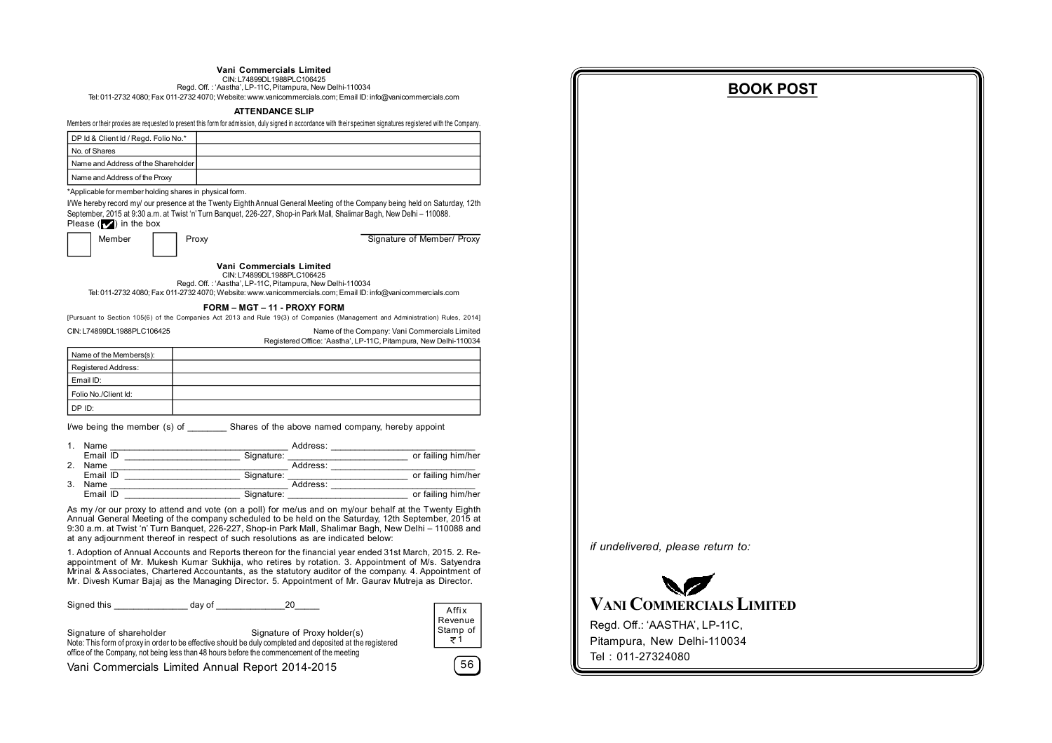**Vani Commercials Limited**

CIN: L74899DL1988PLC106425

Regd. Off. : 'Aastha', LP-11C, Pitampura, New Delhi-110034

Tel: 011-2732 4080; Fax: 011-2732 4070; Website: www.vanicommercials.com; Email ID: info@vanicommercials.com

## ATTENDANCE SLIP

Members or their proxies are requested to present this form for admission, duly signed in accordance with their specimen signatures registered with the Company.

| | |
|---|---|
| DP Id & Client Id / Regd. Folio No.* | |
| No. of Shares | |
| Name and Address of the Shareholder | |
| Name and Address of the Proxy | |

*Applicable for member holding shares in physical form.

I/We hereby record my/ our presence at the Twenty Eighth Annual General Meeting of the Company being held on Saturday, 12th September, 2015 at 9:30 a.m. at Twist 'n' Turn Banquet, 226-227, Shop-in Park Mall, Shalimar Bagh, New Delhi – 110088.

Please (✔) in the box

☐ Member ☐ Proxy

Signature of Member/ Proxy

**Vani Commercials Limited**

CIN: L74899DL1988PLC106425

Regd. Off. : 'Aastha', LP-11C, Pitampura, New Delhi-110034

Tel: 011-2732 4080; Fax: 011-2732 4070; Website: www.vanicommercials.com; Email ID: info@vanicommercials.com

## FORM – MGT – 11 - PROXY FORM

[Pursuant to Section 105(6) of the Companies Act 2013 and Rule 19(3) of Companies (Management and Administration) Rules, 2014]

CIN: L74899DL1988PLC106425

Name of the Company: Vani Commercials Limited

Registered Office: 'Aastha', LP-11C, Pitampura, New Delhi-110034

| | |
|---|---|
| Name of the Members(s): | |
| Registered Address: | |
| Email ID: | |
| Folio No./Client Id: | |
| DP ID: | |

I/we being the member (s) of ________ Shares of the above named company, hereby appoint

1. Name ______________________________ Address: ___________________________
   Email ID ____________________ Signature: _____________________ or failing him/her
2. Name ______________________________ Address: ___________________________
   Email ID ____________________ Signature: _____________________ or failing him/her
3. Name ______________________________ Address: ___________________________
   Email ID ____________________ Signature: _____________________ or failing him/her

As my /or our proxy to attend and vote (on a poll) for me/us and on my/our behalf at the Twenty Eighth Annual General Meeting of the company scheduled to be held on the Saturday, 12th September, 2015 at 9:30 a.m. at Twist 'n' Turn Banquet, 226-227, Shop-in Park Mall, Shalimar Bagh, New Delhi – 110088 and at any adjournment thereof in respect of such resolutions as are indicated below:

1. Adoption of Annual Accounts and Reports thereon for the financial year ended 31st March, 2015. 2. Re-appointment of Mr. Mukesh Kumar Sukhija, who retires by rotation. 3. Appointment of M/s. Satyendra Mrinal & Associates, Chartered Accountants, as the statutory auditor of the company. 4. Appointment of Mr. Divesh Kumar Bajaj as the Managing Director. 5. Appointment of Mr. Gaurav Mutreja as Director.

Signed this ______________ day of _____________20_____

Affix Revenue Stamp of ₹ 1

Signature of shareholder Signature of Proxy holder(s)

Note: This form of proxy in order to be effective should be duly completed and deposited at the registered office of the Company, not being less than 48 hours before the commencement of the meeting

## BOOK POST

*if undelivered, please return to:*

**VANI COMMERCIALS LIMITED**

Regd. Off.: 'AASTHA', LP-11C,

Pitampura, New Delhi-110034

Tel : 011-27324080